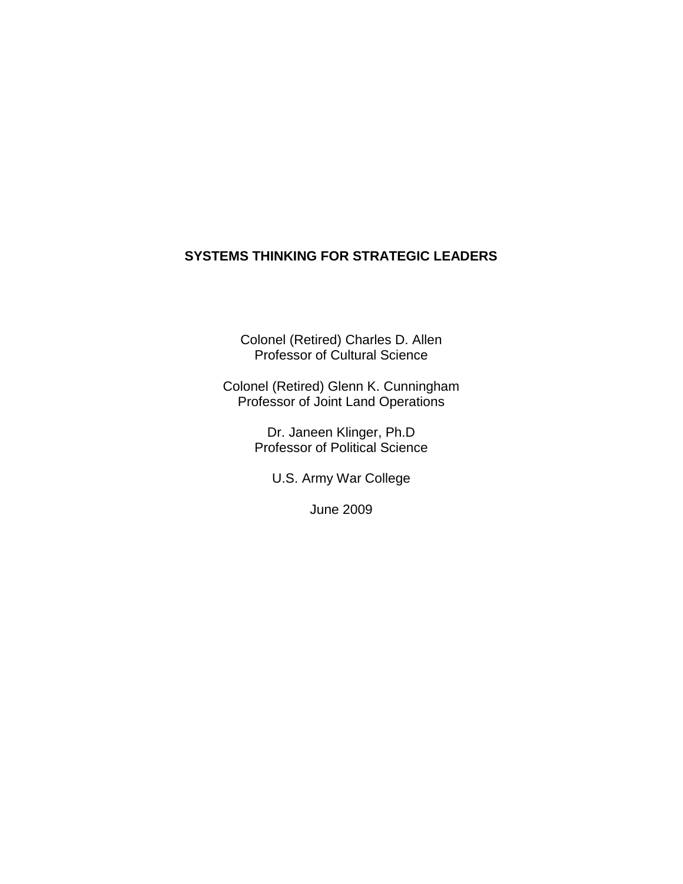# SYSTEMS THINKING FOR STRATEGIC LEADERS

Colonel (Retired) Charles D. Allen
Professor of Cultural Science

Colonel (Retired) Glenn K. Cunningham
Professor of Joint Land Operations

Dr. Janeen Klinger, Ph.D
Professor of Political Science

U.S. Army War College

June 2009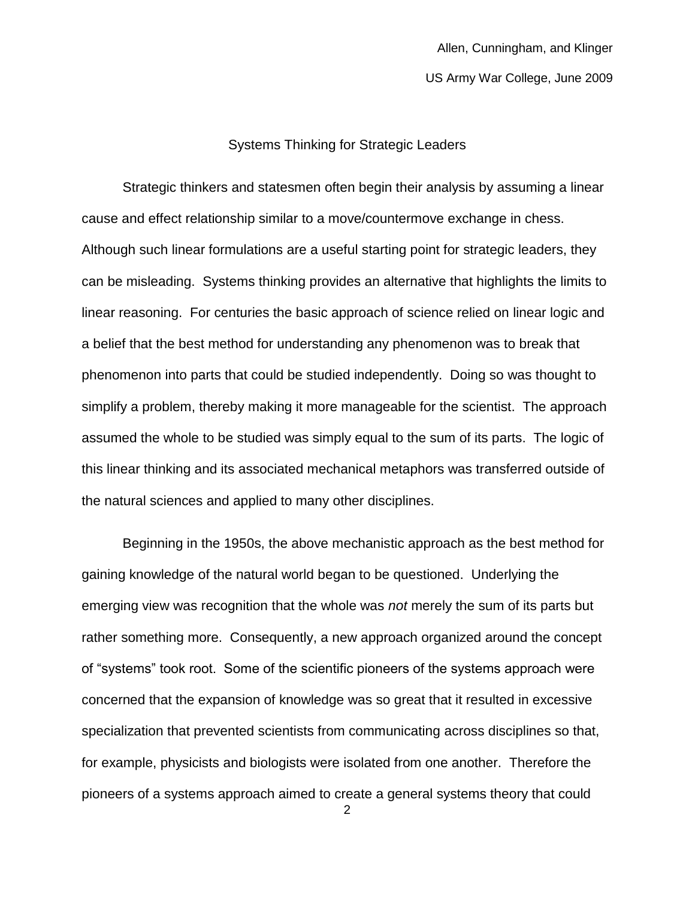# Systems Thinking for Strategic Leaders

Strategic thinkers and statesmen often begin their analysis by assuming a linear cause and effect relationship similar to a move/countermove exchange in chess. Although such linear formulations are a useful starting point for strategic leaders, they can be misleading. Systems thinking provides an alternative that highlights the limits to linear reasoning. For centuries the basic approach of science relied on linear logic and a belief that the best method for understanding any phenomenon was to break that phenomenon into parts that could be studied independently. Doing so was thought to simplify a problem, thereby making it more manageable for the scientist. The approach assumed the whole to be studied was simply equal to the sum of its parts. The logic of this linear thinking and its associated mechanical metaphors was transferred outside of the natural sciences and applied to many other disciplines.

Beginning in the 1950s, the above mechanistic approach as the best method for gaining knowledge of the natural world began to be questioned. Underlying the emerging view was recognition that the whole was *not* merely the sum of its parts but rather something more. Consequently, a new approach organized around the concept of "systems" took root. Some of the scientific pioneers of the systems approach were concerned that the expansion of knowledge was so great that it resulted in excessive specialization that prevented scientists from communicating across disciplines so that, for example, physicists and biologists were isolated from one another. Therefore the pioneers of a systems approach aimed to create a general systems theory that could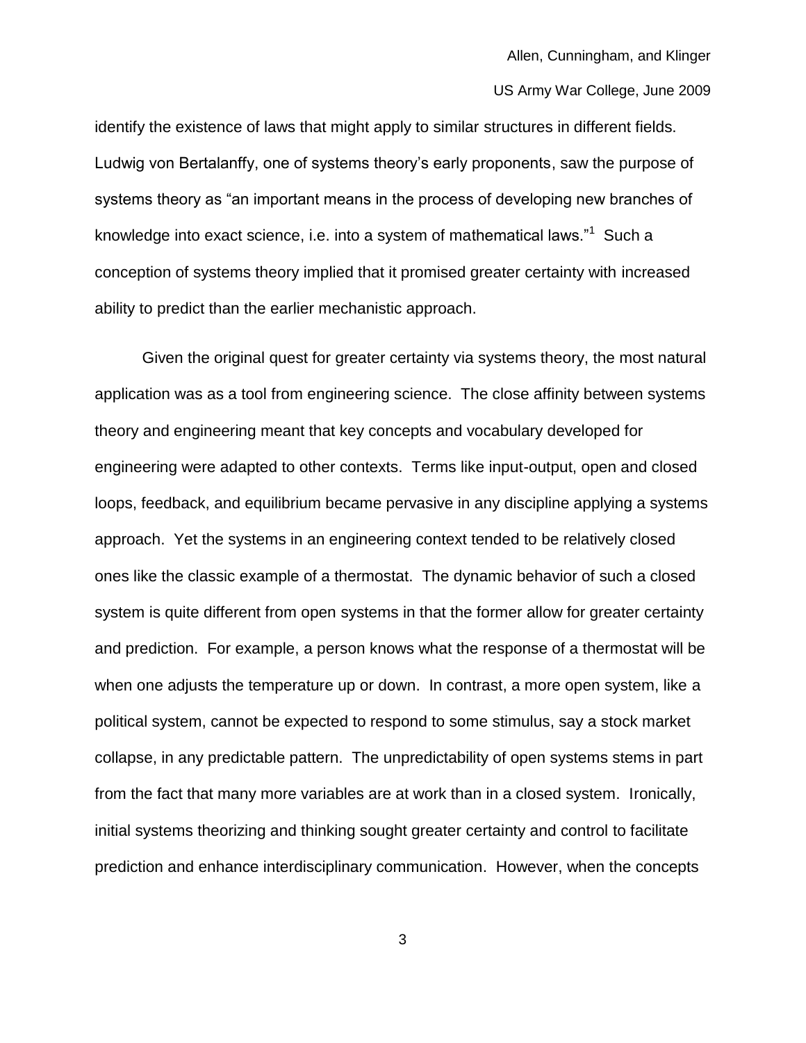identify the existence of laws that might apply to similar structures in different fields. Ludwig von Bertalanffy, one of systems theory's early proponents, saw the purpose of systems theory as "an important means in the process of developing new branches of knowledge into exact science, i.e. into a system of mathematical laws."[1] Such a conception of systems theory implied that it promised greater certainty with increased ability to predict than the earlier mechanistic approach.

Given the original quest for greater certainty via systems theory, the most natural application was as a tool from engineering science. The close affinity between systems theory and engineering meant that key concepts and vocabulary developed for engineering were adapted to other contexts. Terms like input-output, open and closed loops, feedback, and equilibrium became pervasive in any discipline applying a systems approach. Yet the systems in an engineering context tended to be relatively closed ones like the classic example of a thermostat. The dynamic behavior of such a closed system is quite different from open systems in that the former allow for greater certainty and prediction. For example, a person knows what the response of a thermostat will be when one adjusts the temperature up or down. In contrast, a more open system, like a political system, cannot be expected to respond to some stimulus, say a stock market collapse, in any predictable pattern. The unpredictability of open systems stems in part from the fact that many more variables are at work than in a closed system. Ironically, initial systems theorizing and thinking sought greater certainty and control to facilitate prediction and enhance interdisciplinary communication. However, when the concepts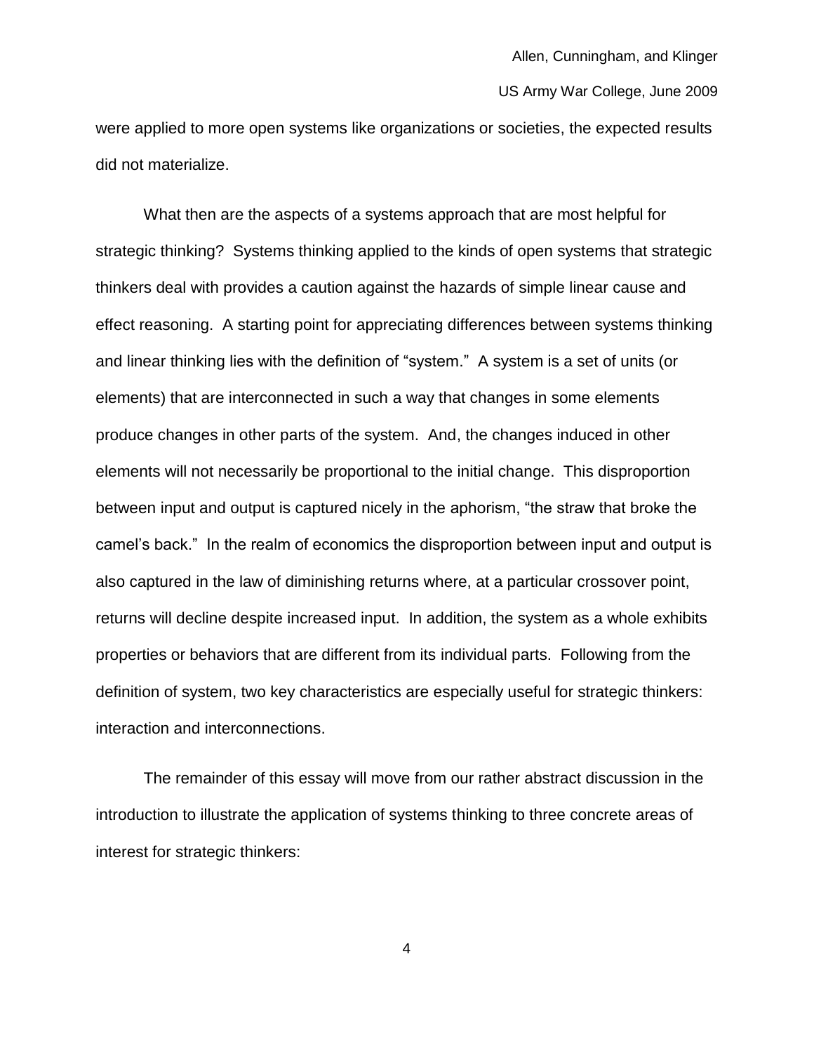were applied to more open systems like organizations or societies, the expected results did not materialize.

What then are the aspects of a systems approach that are most helpful for strategic thinking? Systems thinking applied to the kinds of open systems that strategic thinkers deal with provides a caution against the hazards of simple linear cause and effect reasoning. A starting point for appreciating differences between systems thinking and linear thinking lies with the definition of "system." A system is a set of units (or elements) that are interconnected in such a way that changes in some elements produce changes in other parts of the system. And, the changes induced in other elements will not necessarily be proportional to the initial change. This disproportion between input and output is captured nicely in the aphorism, "the straw that broke the camel's back." In the realm of economics the disproportion between input and output is also captured in the law of diminishing returns where, at a particular crossover point, returns will decline despite increased input. In addition, the system as a whole exhibits properties or behaviors that are different from its individual parts. Following from the definition of system, two key characteristics are especially useful for strategic thinkers: interaction and interconnections.

The remainder of this essay will move from our rather abstract discussion in the introduction to illustrate the application of systems thinking to three concrete areas of interest for strategic thinkers: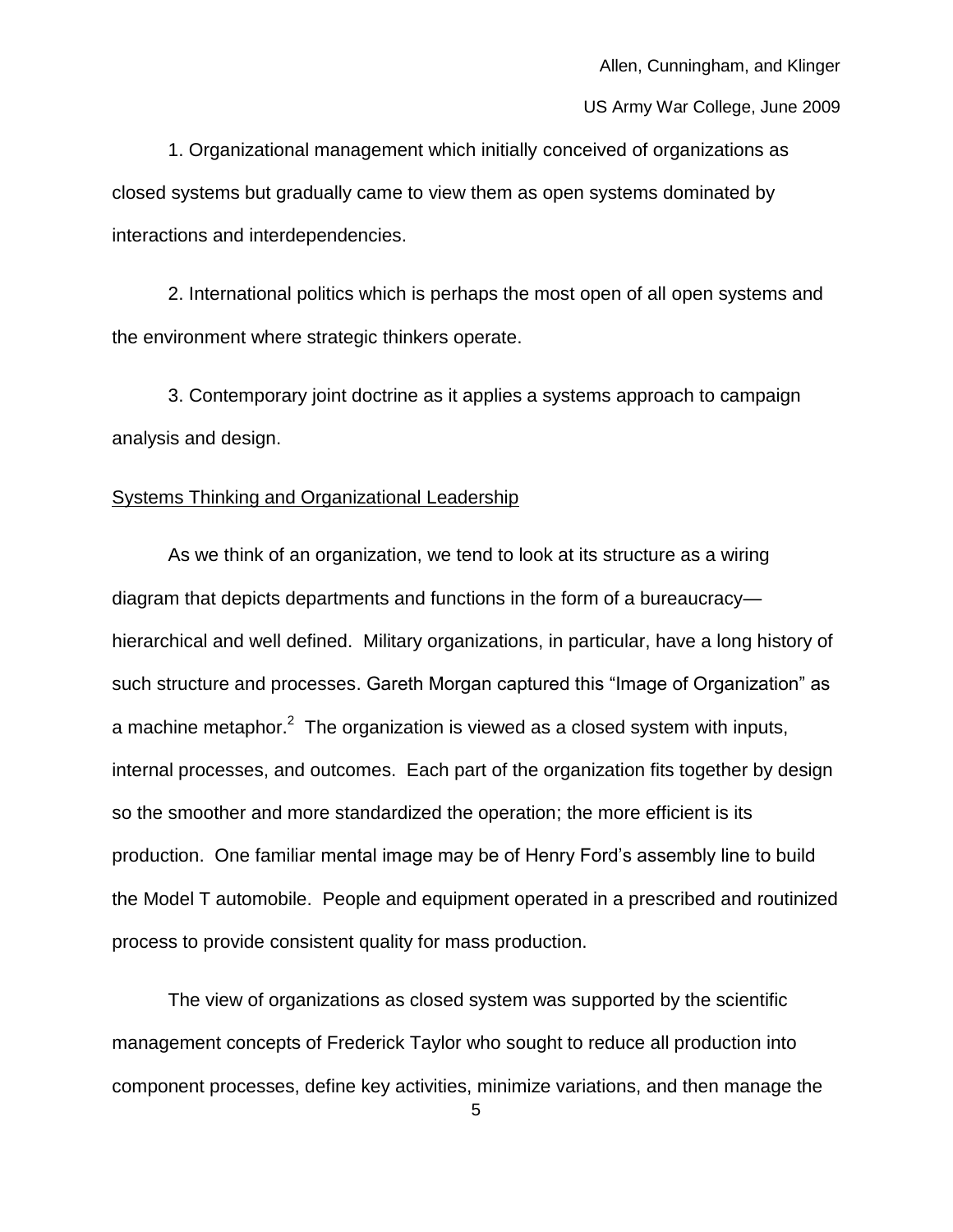1. Organizational management which initially conceived of organizations as closed systems but gradually came to view them as open systems dominated by interactions and interdependencies.

2. International politics which is perhaps the most open of all open systems and the environment where strategic thinkers operate.

3. Contemporary joint doctrine as it applies a systems approach to campaign analysis and design.

<u>Systems Thinking and Organizational Leadership</u>

As we think of an organization, we tend to look at its structure as a wiring diagram that depicts departments and functions in the form of a bureaucracy—hierarchical and well defined. Military organizations, in particular, have a long history of such structure and processes. Gareth Morgan captured this "Image of Organization" as a machine metaphor.[2] The organization is viewed as a closed system with inputs, internal processes, and outcomes. Each part of the organization fits together by design so the smoother and more standardized the operation; the more efficient is its production. One familiar mental image may be of Henry Ford's assembly line to build the Model T automobile. People and equipment operated in a prescribed and routinized process to provide consistent quality for mass production.

The view of organizations as closed system was supported by the scientific management concepts of Frederick Taylor who sought to reduce all production into component processes, define key activities, minimize variations, and then manage the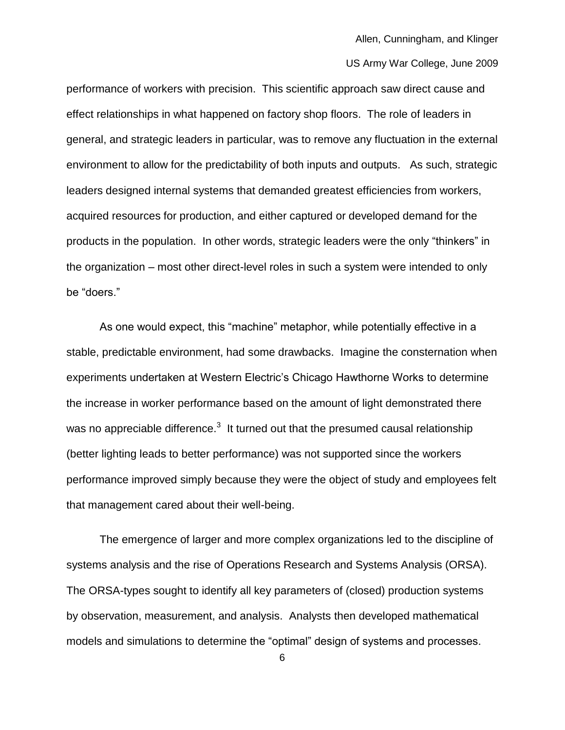performance of workers with precision. This scientific approach saw direct cause and effect relationships in what happened on factory shop floors. The role of leaders in general, and strategic leaders in particular, was to remove any fluctuation in the external environment to allow for the predictability of both inputs and outputs. As such, strategic leaders designed internal systems that demanded greatest efficiencies from workers, acquired resources for production, and either captured or developed demand for the products in the population. In other words, strategic leaders were the only "thinkers" in the organization – most other direct-level roles in such a system were intended to only be "doers."

As one would expect, this "machine" metaphor, while potentially effective in a stable, predictable environment, had some drawbacks. Imagine the consternation when experiments undertaken at Western Electric's Chicago Hawthorne Works to determine the increase in worker performance based on the amount of light demonstrated there was no appreciable difference.[3] It turned out that the presumed causal relationship (better lighting leads to better performance) was not supported since the workers performance improved simply because they were the object of study and employees felt that management cared about their well-being.

The emergence of larger and more complex organizations led to the discipline of systems analysis and the rise of Operations Research and Systems Analysis (ORSA). The ORSA-types sought to identify all key parameters of (closed) production systems by observation, measurement, and analysis. Analysts then developed mathematical models and simulations to determine the "optimal" design of systems and processes.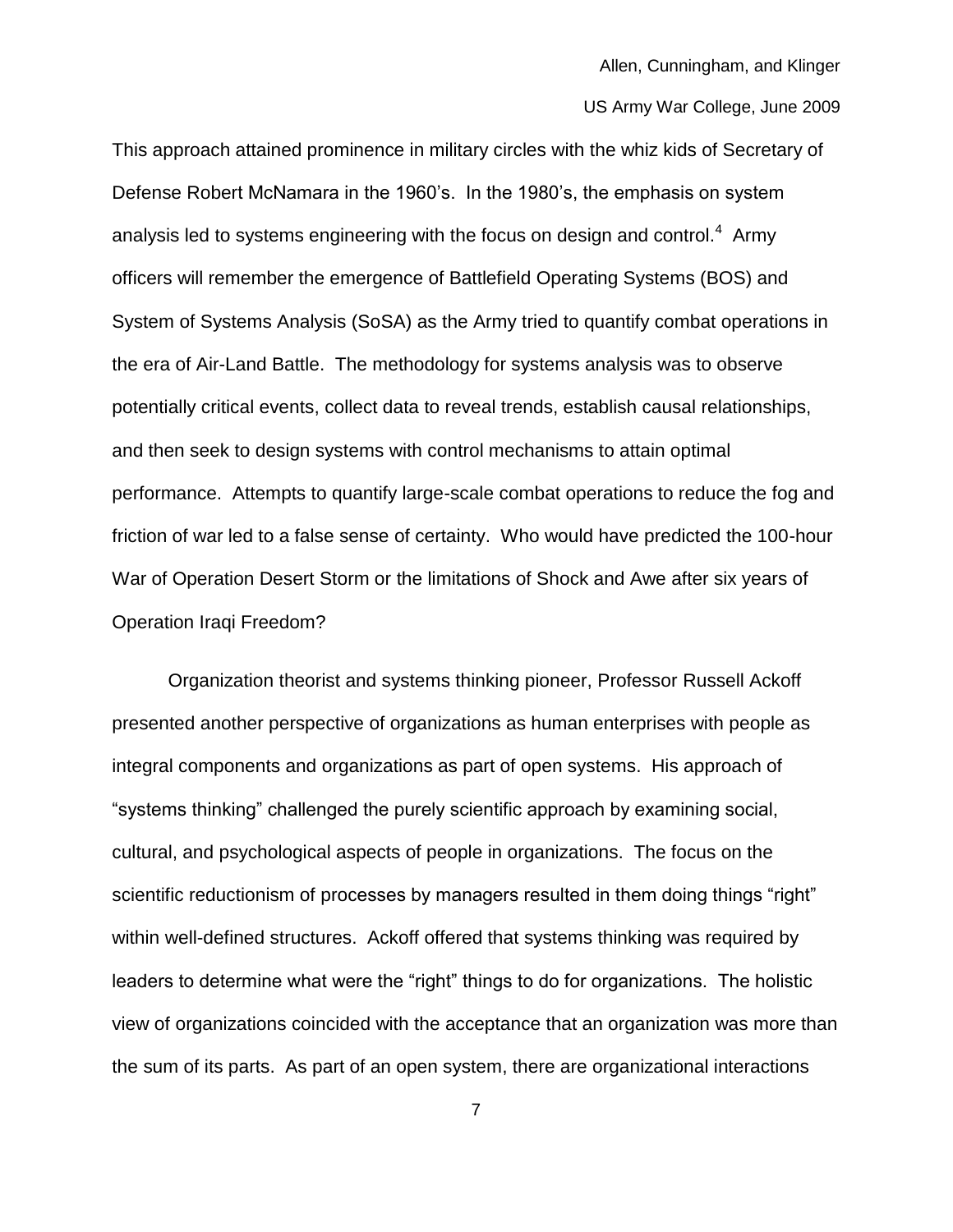This approach attained prominence in military circles with the whiz kids of Secretary of Defense Robert McNamara in the 1960's. In the 1980's, the emphasis on system analysis led to systems engineering with the focus on design and control.[4] Army officers will remember the emergence of Battlefield Operating Systems (BOS) and System of Systems Analysis (SoSA) as the Army tried to quantify combat operations in the era of Air-Land Battle. The methodology for systems analysis was to observe potentially critical events, collect data to reveal trends, establish causal relationships, and then seek to design systems with control mechanisms to attain optimal performance. Attempts to quantify large-scale combat operations to reduce the fog and friction of war led to a false sense of certainty. Who would have predicted the 100-hour War of Operation Desert Storm or the limitations of Shock and Awe after six years of Operation Iraqi Freedom?

Organization theorist and systems thinking pioneer, Professor Russell Ackoff presented another perspective of organizations as human enterprises with people as integral components and organizations as part of open systems. His approach of "systems thinking" challenged the purely scientific approach by examining social, cultural, and psychological aspects of people in organizations. The focus on the scientific reductionism of processes by managers resulted in them doing things "right" within well-defined structures. Ackoff offered that systems thinking was required by leaders to determine what were the "right" things to do for organizations. The holistic view of organizations coincided with the acceptance that an organization was more than the sum of its parts. As part of an open system, there are organizational interactions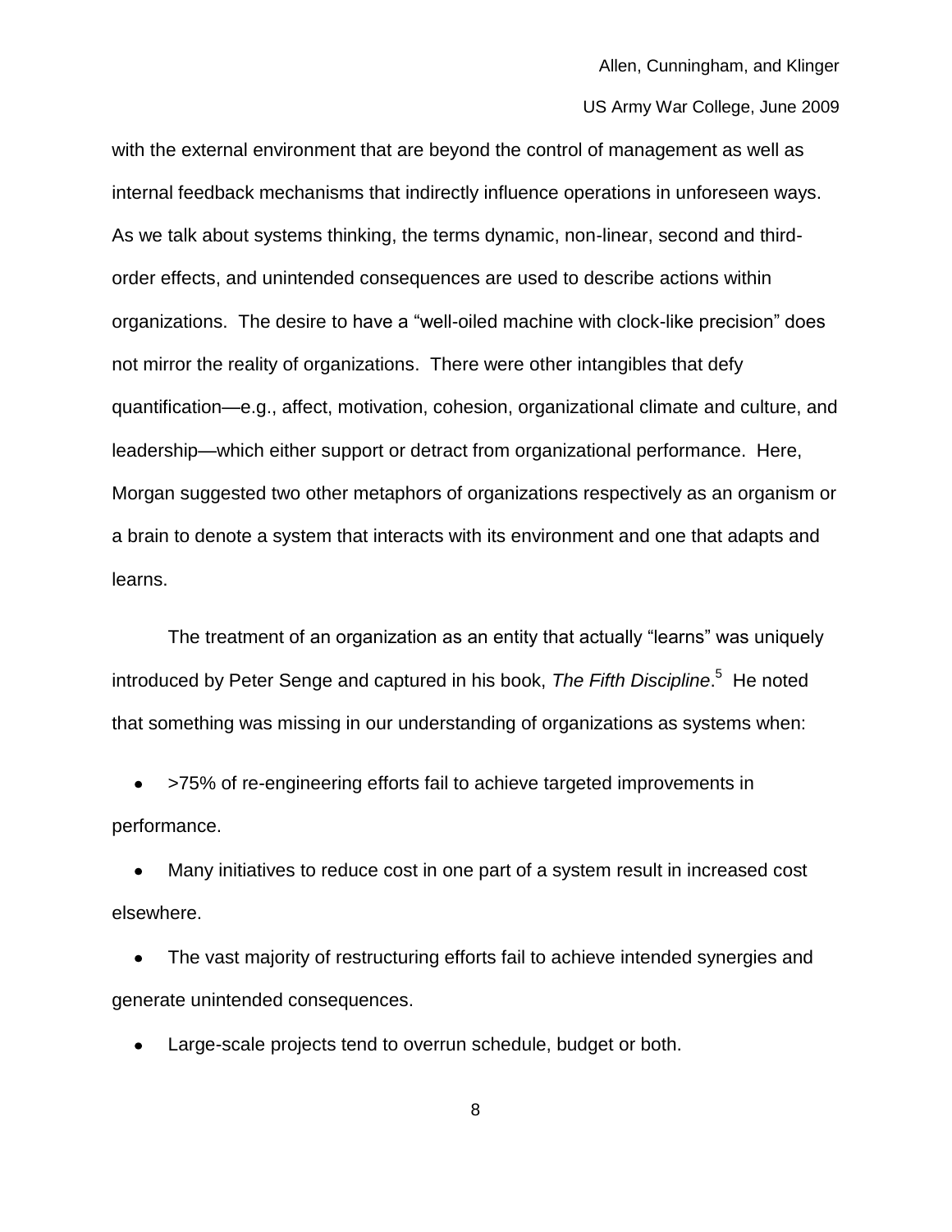with the external environment that are beyond the control of management as well as internal feedback mechanisms that indirectly influence operations in unforeseen ways. As we talk about systems thinking, the terms dynamic, non-linear, second and third-order effects, and unintended consequences are used to describe actions within organizations. The desire to have a "well-oiled machine with clock-like precision" does not mirror the reality of organizations. There were other intangibles that defy quantification—e.g., affect, motivation, cohesion, organizational climate and culture, and leadership—which either support or detract from organizational performance. Here, Morgan suggested two other metaphors of organizations respectively as an organism or a brain to denote a system that interacts with its environment and one that adapts and learns.

The treatment of an organization as an entity that actually "learns" was uniquely introduced by Peter Senge and captured in his book, *The Fifth Discipline*.[5] He noted that something was missing in our understanding of organizations as systems when:

- >75% of re-engineering efforts fail to achieve targeted improvements in performance.
- Many initiatives to reduce cost in one part of a system result in increased cost elsewhere.
- The vast majority of restructuring efforts fail to achieve intended synergies and generate unintended consequences.
- Large-scale projects tend to overrun schedule, budget or both.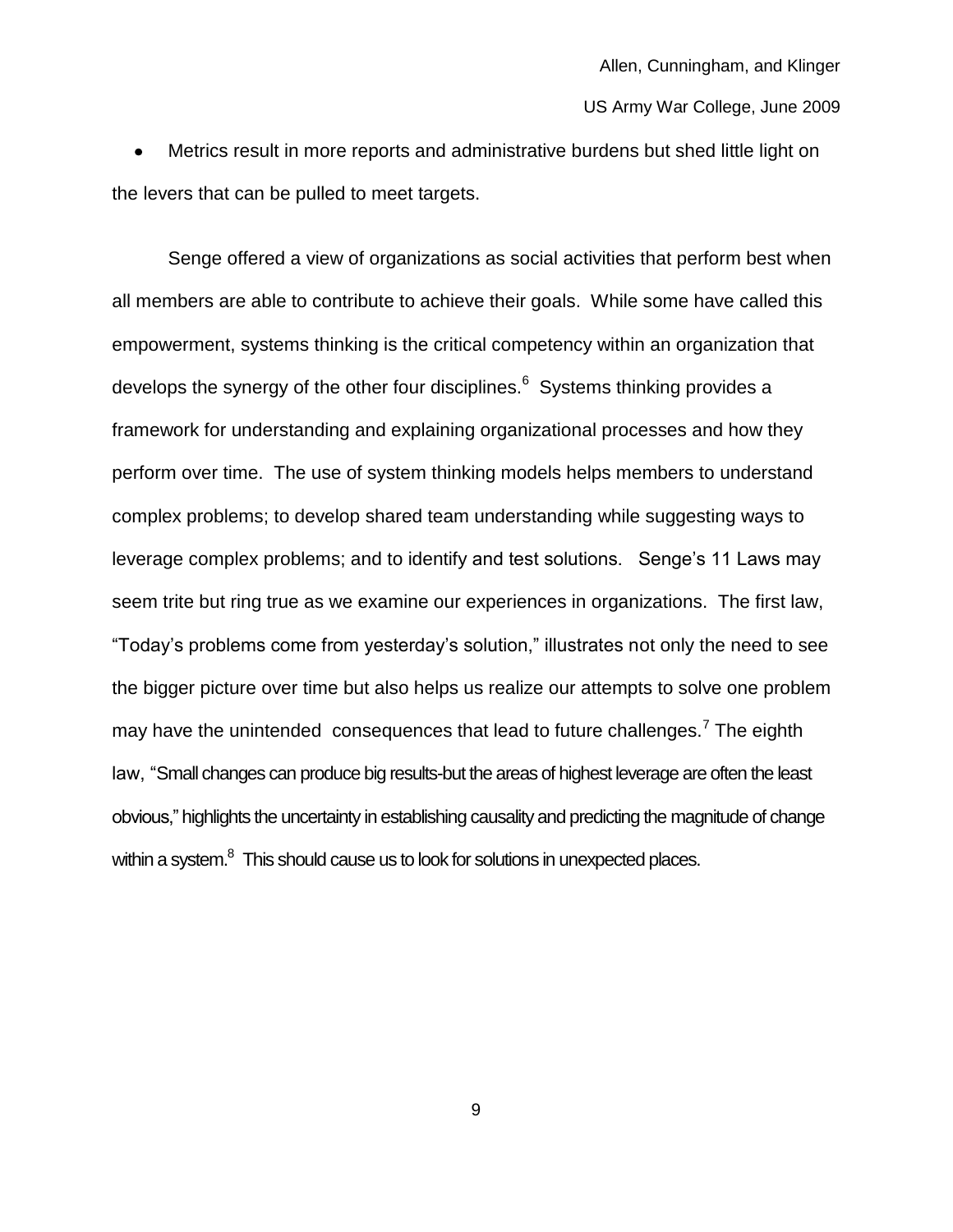- Metrics result in more reports and administrative burdens but shed little light on the levers that can be pulled to meet targets.

Senge offered a view of organizations as social activities that perform best when all members are able to contribute to achieve their goals. While some have called this empowerment, systems thinking is the critical competency within an organization that develops the synergy of the other four disciplines.[6] Systems thinking provides a framework for understanding and explaining organizational processes and how they perform over time. The use of system thinking models helps members to understand complex problems; to develop shared team understanding while suggesting ways to leverage complex problems; and to identify and test solutions. Senge's 11 Laws may seem trite but ring true as we examine our experiences in organizations. The first law, "Today's problems come from yesterday's solution," illustrates not only the need to see the bigger picture over time but also helps us realize our attempts to solve one problem may have the unintended consequences that lead to future challenges.[7] The eighth law, "Small changes can produce big results-but the areas of highest leverage are often the least obvious," highlights the uncertainty in establishing causality and predicting the magnitude of change within a system.[8] This should cause us to look for solutions in unexpected places.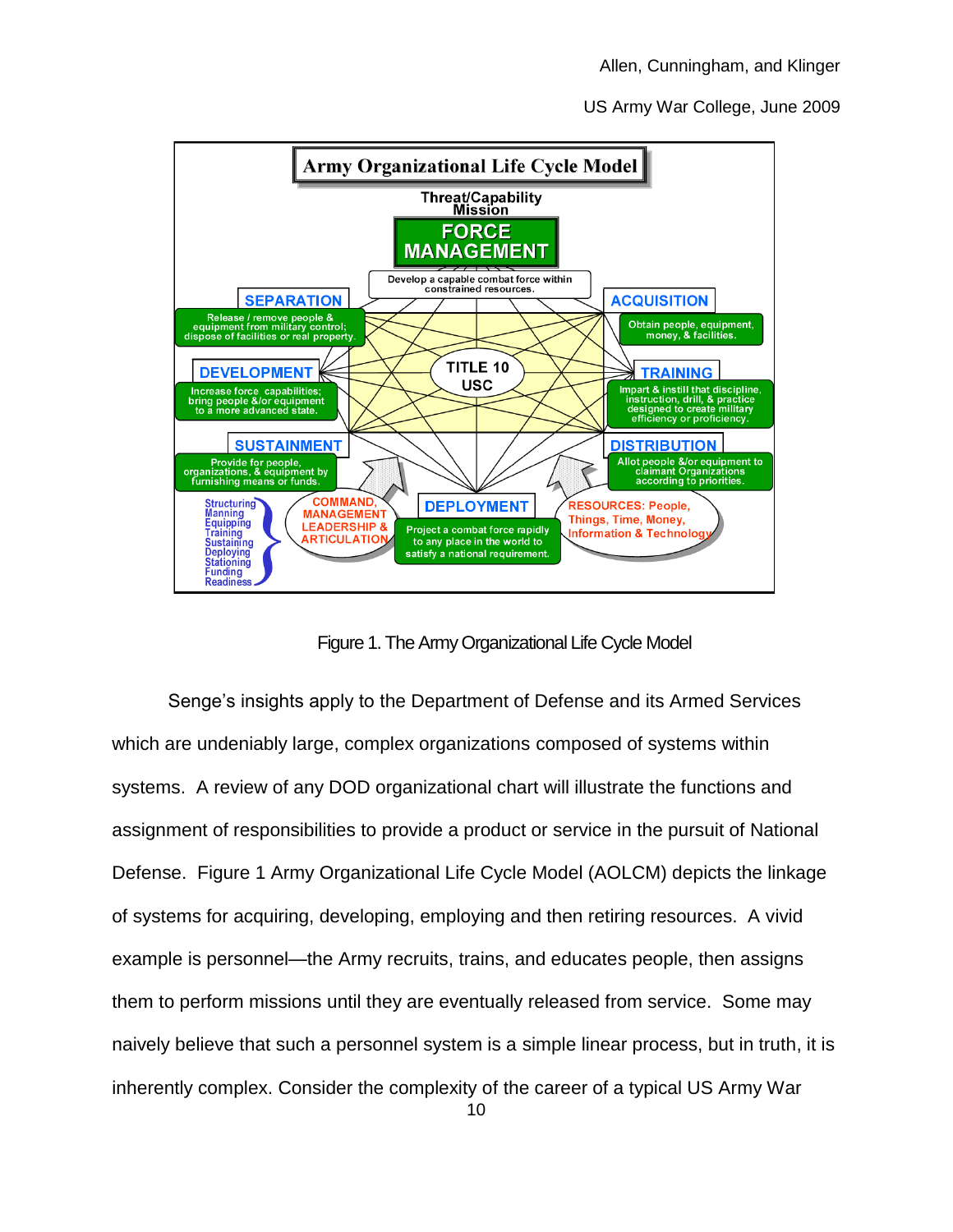Army Organizational Life Cycle Model

Threat/Capability
Mission

FORCE MANAGEMENT

Develop a capable combat force within constrained resources.

SEPARATION
Release / remove people & equipment from military control; dispose of facilities or real property.

ACQUISITION
Obtain people, equipment, money, & facilities.

DEVELOPMENT
Increase force capabilities; bring people &/or equipment to a more advanced state.

TITLE 10 USC

TRAINING
Impart & instill that discipline, instruction, drill, & practice designed to create military efficiency or proficiency.

SUSTAINMENT
Provide for people, organizations, & equipment by furnishing means or funds.

DISTRIBUTION
Allot people &/or equipment to claimant Organizations according to priorities.

Structuring
Manning
Equipping
Training
Sustaining
Deploying
Stationing
Funding
Readiness

COMMAND, MANAGEMENT LEADERSHIP & ARTICULATION

DEPLOYMENT
Project a combat force rapidly to any place in the world to satisfy a national requirement.

RESOURCES: People, Things, Time, Money, Information & Technology

Figure 1. The Army Organizational Life Cycle Model

Senge's insights apply to the Department of Defense and its Armed Services which are undeniably large, complex organizations composed of systems within systems. A review of any DOD organizational chart will illustrate the functions and assignment of responsibilities to provide a product or service in the pursuit of National Defense. Figure 1 Army Organizational Life Cycle Model (AOLCM) depicts the linkage of systems for acquiring, developing, employing and then retiring resources. A vivid example is personnel—the Army recruits, trains, and educates people, then assigns them to perform missions until they are eventually released from service. Some may naively believe that such a personnel system is a simple linear process, but in truth, it is inherently complex. Consider the complexity of the career of a typical US Army War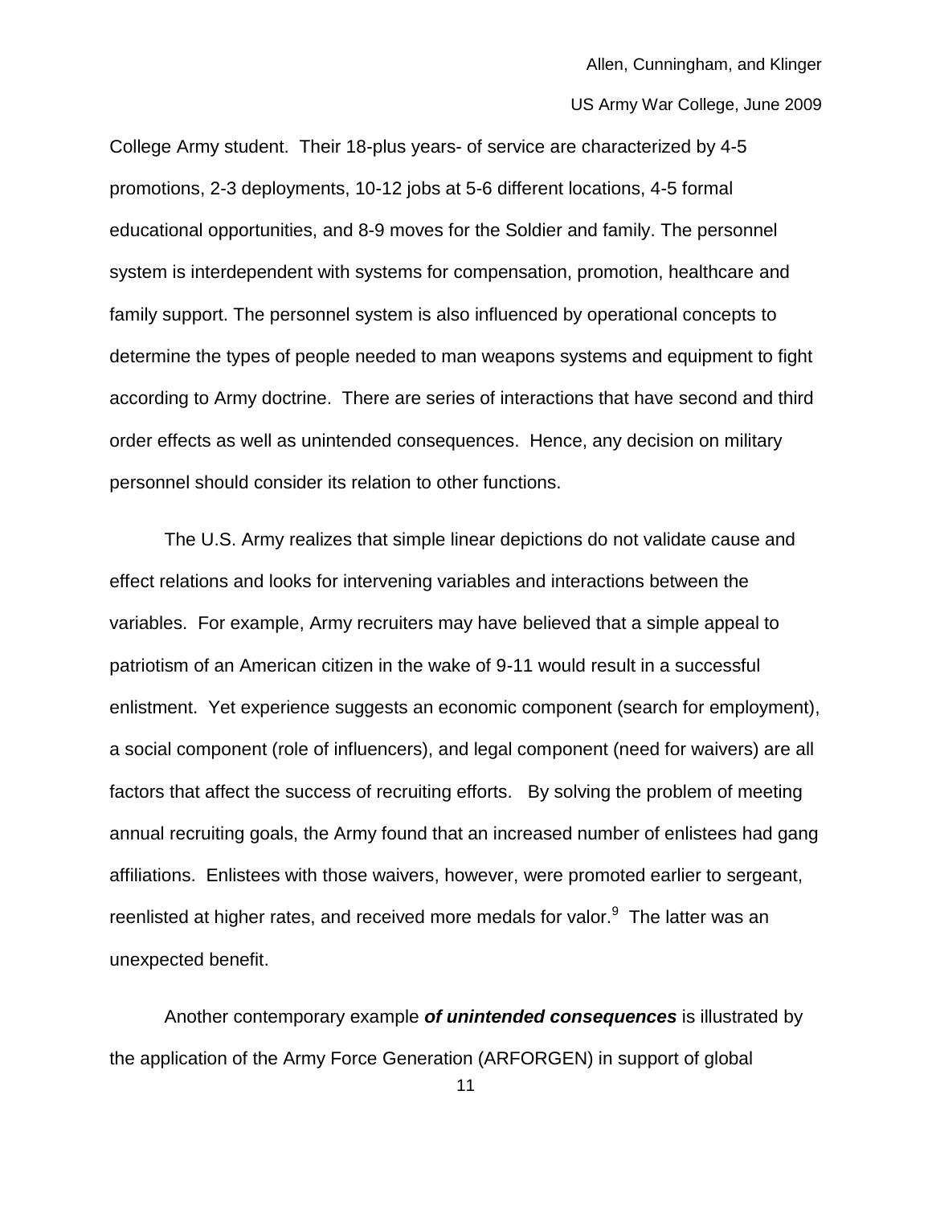College Army student. Their 18-plus years- of service are characterized by 4-5 promotions, 2-3 deployments, 10-12 jobs at 5-6 different locations, 4-5 formal educational opportunities, and 8-9 moves for the Soldier and family. The personnel system is interdependent with systems for compensation, promotion, healthcare and family support. The personnel system is also influenced by operational concepts to determine the types of people needed to man weapons systems and equipment to fight according to Army doctrine. There are series of interactions that have second and third order effects as well as unintended consequences. Hence, any decision on military personnel should consider its relation to other functions.

The U.S. Army realizes that simple linear depictions do not validate cause and effect relations and looks for intervening variables and interactions between the variables. For example, Army recruiters may have believed that a simple appeal to patriotism of an American citizen in the wake of 9-11 would result in a successful enlistment. Yet experience suggests an economic component (search for employment), a social component (role of influencers), and legal component (need for waivers) are all factors that affect the success of recruiting efforts. By solving the problem of meeting annual recruiting goals, the Army found that an increased number of enlistees had gang affiliations. Enlistees with those waivers, however, were promoted earlier to sergeant, reenlisted at higher rates, and received more medals for valor.[9] The latter was an unexpected benefit.

Another contemporary example ***of unintended consequences*** is illustrated by the application of the Army Force Generation (ARFORGEN) in support of global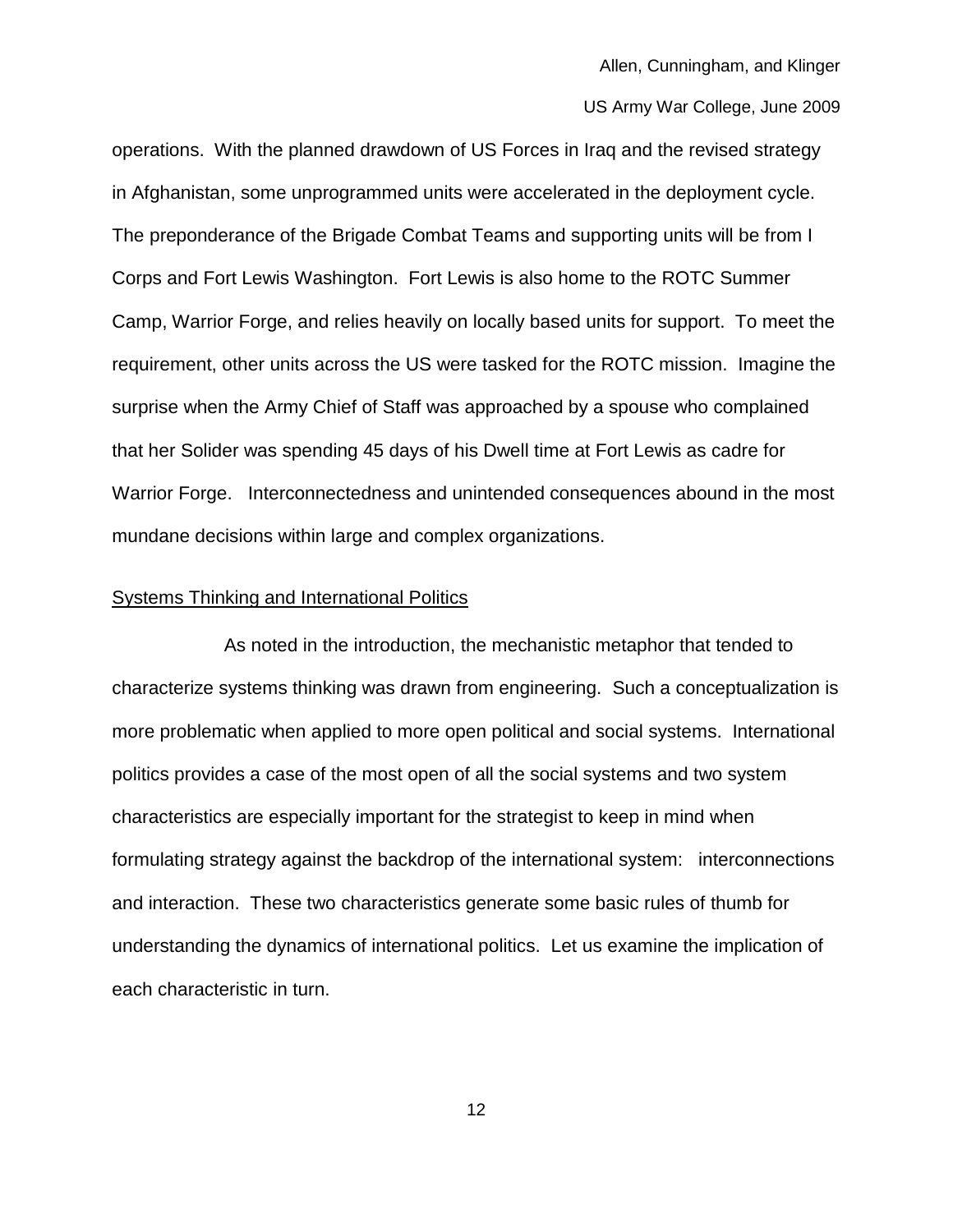operations. With the planned drawdown of US Forces in Iraq and the revised strategy in Afghanistan, some unprogrammed units were accelerated in the deployment cycle. The preponderance of the Brigade Combat Teams and supporting units will be from I Corps and Fort Lewis Washington. Fort Lewis is also home to the ROTC Summer Camp, Warrior Forge, and relies heavily on locally based units for support. To meet the requirement, other units across the US were tasked for the ROTC mission. Imagine the surprise when the Army Chief of Staff was approached by a spouse who complained that her Solider was spending 45 days of his Dwell time at Fort Lewis as cadre for Warrior Forge. Interconnectedness and unintended consequences abound in the most mundane decisions within large and complex organizations.

## Systems Thinking and International Politics

As noted in the introduction, the mechanistic metaphor that tended to characterize systems thinking was drawn from engineering. Such a conceptualization is more problematic when applied to more open political and social systems. International politics provides a case of the most open of all the social systems and two system characteristics are especially important for the strategist to keep in mind when formulating strategy against the backdrop of the international system: interconnections and interaction. These two characteristics generate some basic rules of thumb for understanding the dynamics of international politics. Let us examine the implication of each characteristic in turn.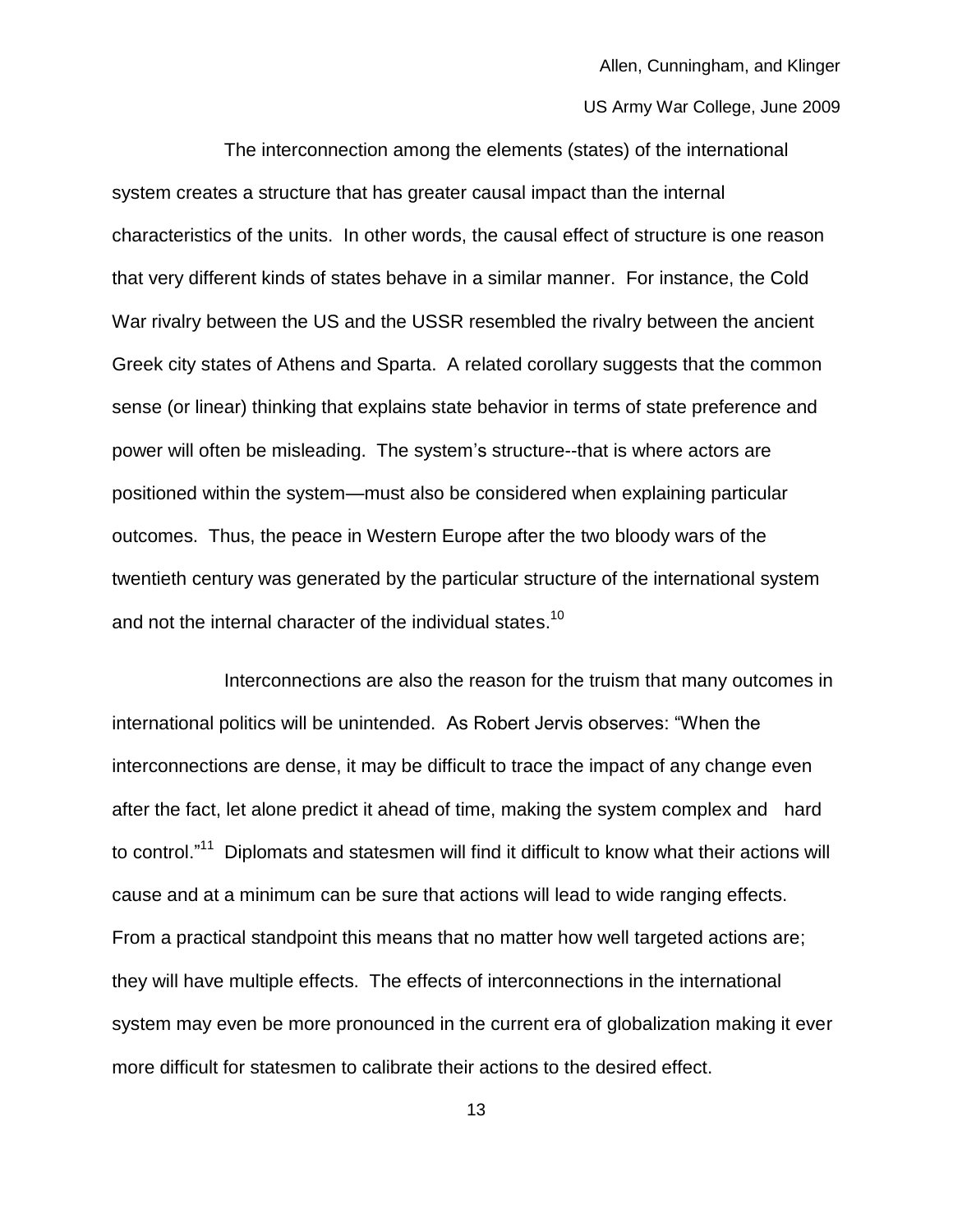The interconnection among the elements (states) of the international system creates a structure that has greater causal impact than the internal characteristics of the units. In other words, the causal effect of structure is one reason that very different kinds of states behave in a similar manner. For instance, the Cold War rivalry between the US and the USSR resembled the rivalry between the ancient Greek city states of Athens and Sparta. A related corollary suggests that the common sense (or linear) thinking that explains state behavior in terms of state preference and power will often be misleading. The system's structure--that is where actors are positioned within the system—must also be considered when explaining particular outcomes. Thus, the peace in Western Europe after the two bloody wars of the twentieth century was generated by the particular structure of the international system and not the internal character of the individual states.[10]

Interconnections are also the reason for the truism that many outcomes in international politics will be unintended. As Robert Jervis observes: "When the interconnections are dense, it may be difficult to trace the impact of any change even after the fact, let alone predict it ahead of time, making the system complex and hard to control."[11] Diplomats and statesmen will find it difficult to know what their actions will cause and at a minimum can be sure that actions will lead to wide ranging effects. From a practical standpoint this means that no matter how well targeted actions are; they will have multiple effects. The effects of interconnections in the international system may even be more pronounced in the current era of globalization making it ever more difficult for statesmen to calibrate their actions to the desired effect.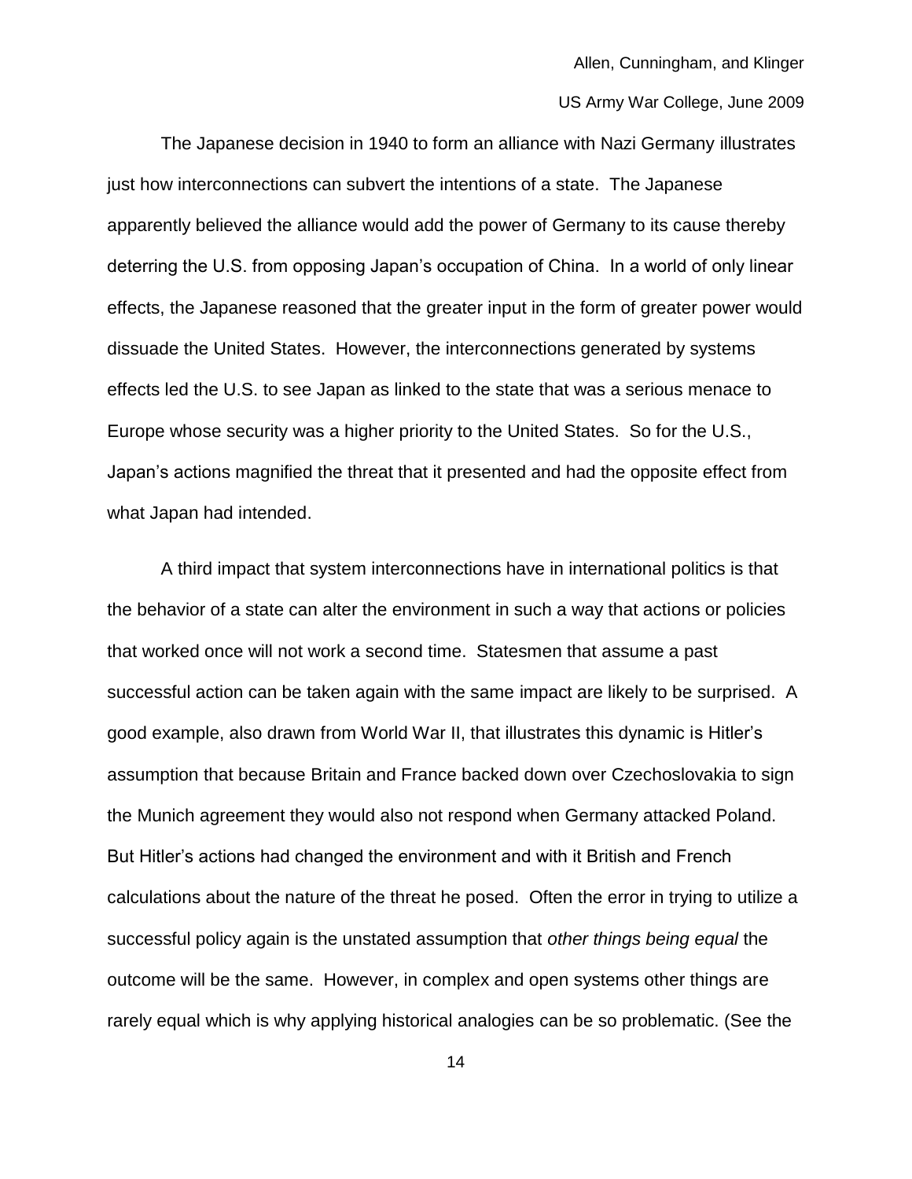The Japanese decision in 1940 to form an alliance with Nazi Germany illustrates just how interconnections can subvert the intentions of a state. The Japanese apparently believed the alliance would add the power of Germany to its cause thereby deterring the U.S. from opposing Japan's occupation of China. In a world of only linear effects, the Japanese reasoned that the greater input in the form of greater power would dissuade the United States. However, the interconnections generated by systems effects led the U.S. to see Japan as linked to the state that was a serious menace to Europe whose security was a higher priority to the United States. So for the U.S., Japan's actions magnified the threat that it presented and had the opposite effect from what Japan had intended.

A third impact that system interconnections have in international politics is that the behavior of a state can alter the environment in such a way that actions or policies that worked once will not work a second time. Statesmen that assume a past successful action can be taken again with the same impact are likely to be surprised. A good example, also drawn from World War II, that illustrates this dynamic is Hitler's assumption that because Britain and France backed down over Czechoslovakia to sign the Munich agreement they would also not respond when Germany attacked Poland. But Hitler's actions had changed the environment and with it British and French calculations about the nature of the threat he posed. Often the error in trying to utilize a successful policy again is the unstated assumption that *other things being equal* the outcome will be the same. However, in complex and open systems other things are rarely equal which is why applying historical analogies can be so problematic. (See the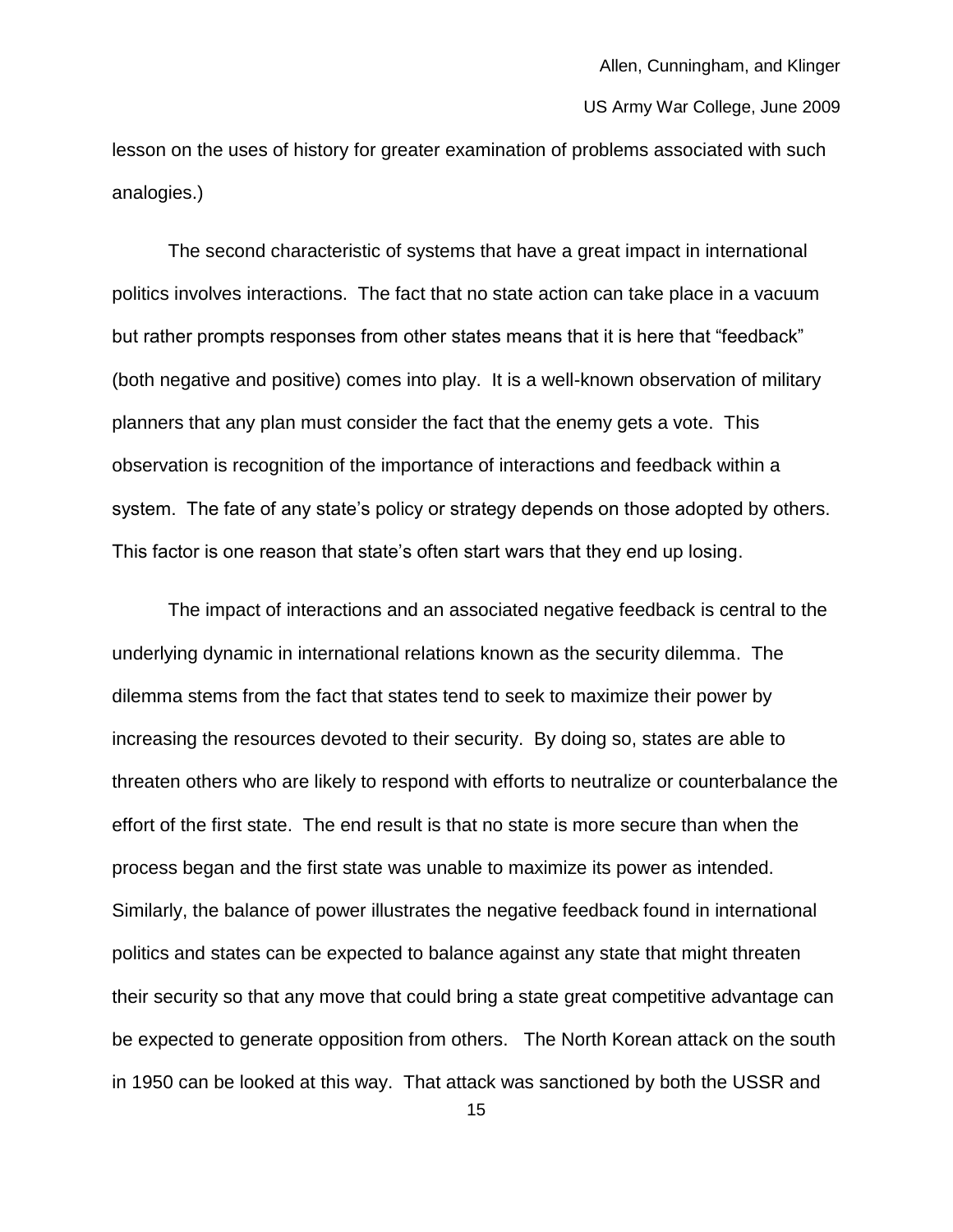lesson on the uses of history for greater examination of problems associated with such analogies.)

The second characteristic of systems that have a great impact in international politics involves interactions. The fact that no state action can take place in a vacuum but rather prompts responses from other states means that it is here that "feedback" (both negative and positive) comes into play. It is a well-known observation of military planners that any plan must consider the fact that the enemy gets a vote. This observation is recognition of the importance of interactions and feedback within a system. The fate of any state's policy or strategy depends on those adopted by others. This factor is one reason that state's often start wars that they end up losing.

The impact of interactions and an associated negative feedback is central to the underlying dynamic in international relations known as the security dilemma. The dilemma stems from the fact that states tend to seek to maximize their power by increasing the resources devoted to their security. By doing so, states are able to threaten others who are likely to respond with efforts to neutralize or counterbalance the effort of the first state. The end result is that no state is more secure than when the process began and the first state was unable to maximize its power as intended. Similarly, the balance of power illustrates the negative feedback found in international politics and states can be expected to balance against any state that might threaten their security so that any move that could bring a state great competitive advantage can be expected to generate opposition from others. The North Korean attack on the south in 1950 can be looked at this way. That attack was sanctioned by both the USSR and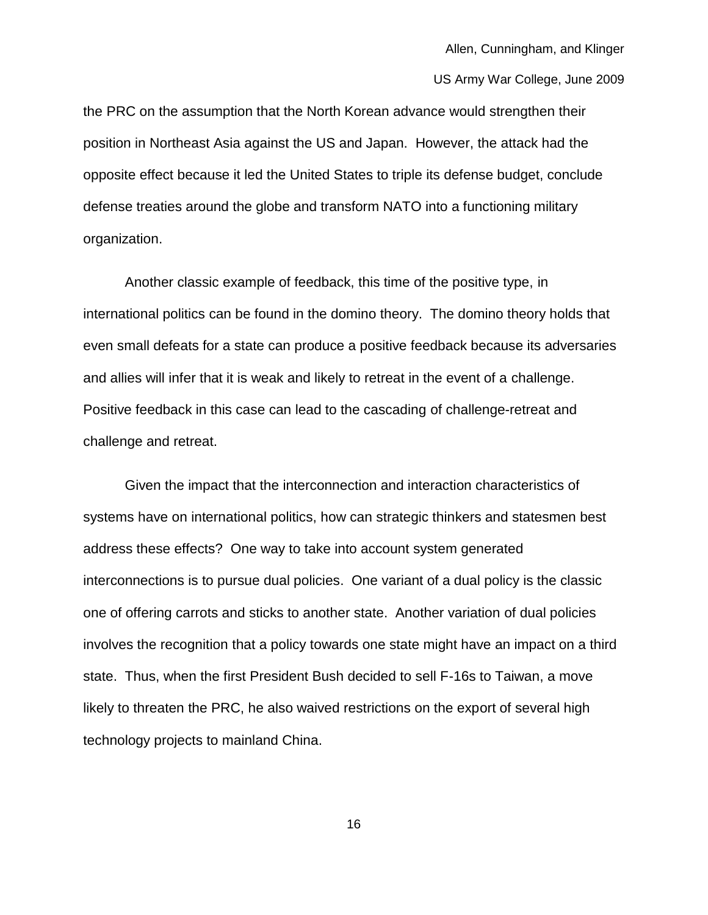the PRC on the assumption that the North Korean advance would strengthen their position in Northeast Asia against the US and Japan. However, the attack had the opposite effect because it led the United States to triple its defense budget, conclude defense treaties around the globe and transform NATO into a functioning military organization.

Another classic example of feedback, this time of the positive type, in international politics can be found in the domino theory. The domino theory holds that even small defeats for a state can produce a positive feedback because its adversaries and allies will infer that it is weak and likely to retreat in the event of a challenge. Positive feedback in this case can lead to the cascading of challenge-retreat and challenge and retreat.

Given the impact that the interconnection and interaction characteristics of systems have on international politics, how can strategic thinkers and statesmen best address these effects? One way to take into account system generated interconnections is to pursue dual policies. One variant of a dual policy is the classic one of offering carrots and sticks to another state. Another variation of dual policies involves the recognition that a policy towards one state might have an impact on a third state. Thus, when the first President Bush decided to sell F-16s to Taiwan, a move likely to threaten the PRC, he also waived restrictions on the export of several high technology projects to mainland China.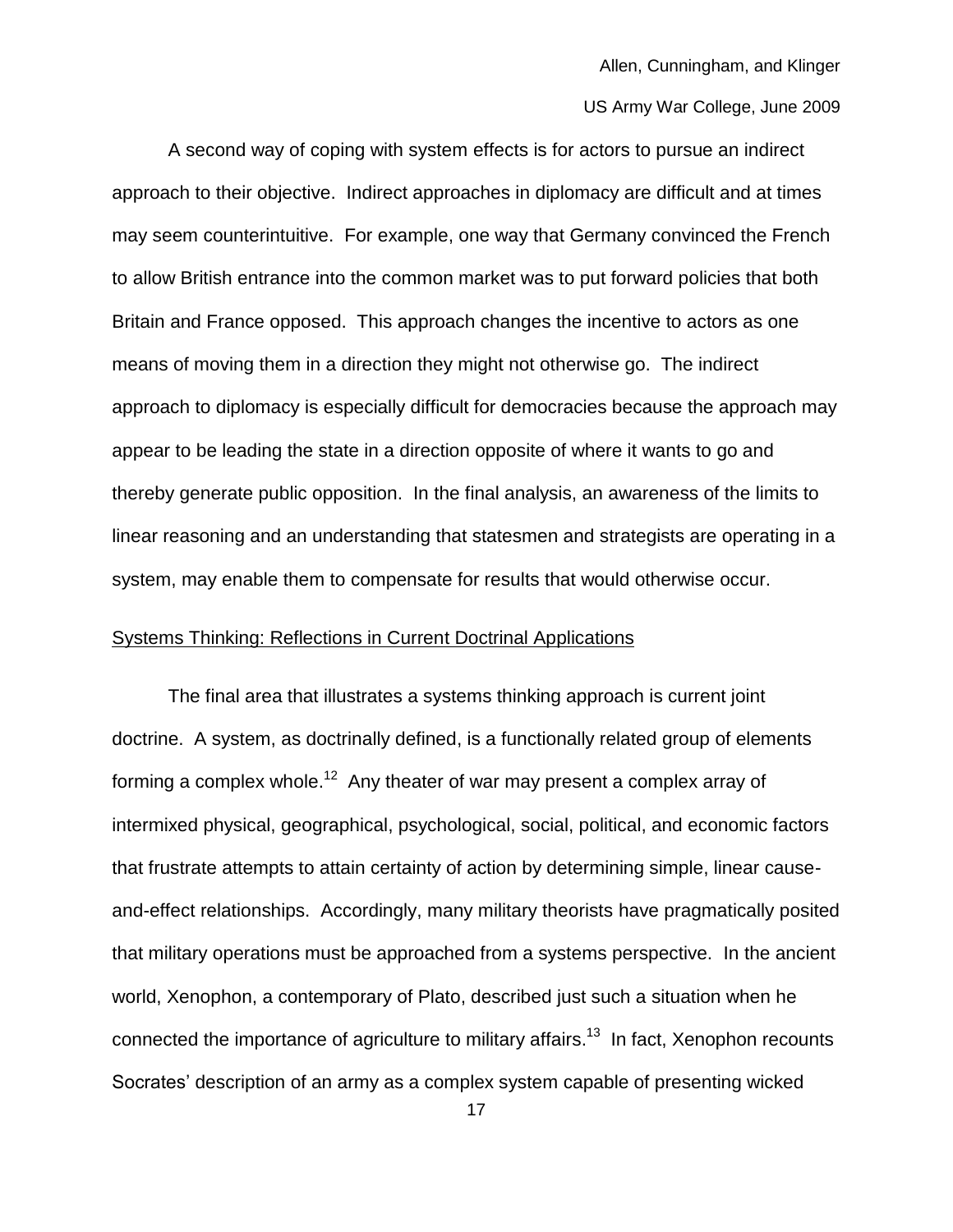A second way of coping with system effects is for actors to pursue an indirect approach to their objective. Indirect approaches in diplomacy are difficult and at times may seem counterintuitive. For example, one way that Germany convinced the French to allow British entrance into the common market was to put forward policies that both Britain and France opposed. This approach changes the incentive to actors as one means of moving them in a direction they might not otherwise go. The indirect approach to diplomacy is especially difficult for democracies because the approach may appear to be leading the state in a direction opposite of where it wants to go and thereby generate public opposition. In the final analysis, an awareness of the limits to linear reasoning and an understanding that statesmen and strategists are operating in a system, may enable them to compensate for results that would otherwise occur.

## Systems Thinking: Reflections in Current Doctrinal Applications

The final area that illustrates a systems thinking approach is current joint doctrine. A system, as doctrinally defined, is a functionally related group of elements forming a complex whole.[12] Any theater of war may present a complex array of intermixed physical, geographical, psychological, social, political, and economic factors that frustrate attempts to attain certainty of action by determining simple, linear cause-and-effect relationships. Accordingly, many military theorists have pragmatically posited that military operations must be approached from a systems perspective. In the ancient world, Xenophon, a contemporary of Plato, described just such a situation when he connected the importance of agriculture to military affairs.[13] In fact, Xenophon recounts Socrates' description of an army as a complex system capable of presenting wicked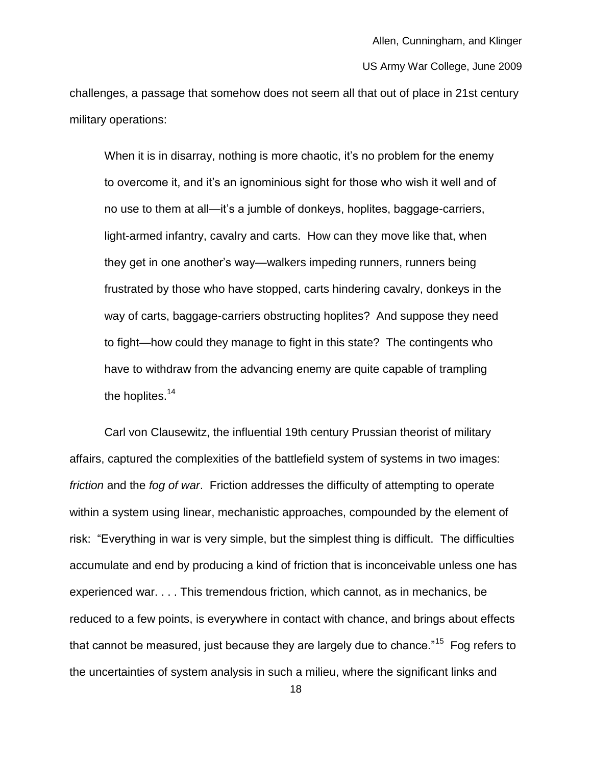challenges, a passage that somehow does not seem all that out of place in 21st century military operations:

> When it is in disarray, nothing is more chaotic, it's no problem for the enemy to overcome it, and it's an ignominious sight for those who wish it well and of no use to them at all—it's a jumble of donkeys, hoplites, baggage-carriers, light-armed infantry, cavalry and carts. How can they move like that, when they get in one another's way—walkers impeding runners, runners being frustrated by those who have stopped, carts hindering cavalry, donkeys in the way of carts, baggage-carriers obstructing hoplites? And suppose they need to fight—how could they manage to fight in this state? The contingents who have to withdraw from the advancing enemy are quite capable of trampling the hoplites.[14]

Carl von Clausewitz, the influential 19th century Prussian theorist of military affairs, captured the complexities of the battlefield system of systems in two images: *friction* and the *fog of war*. Friction addresses the difficulty of attempting to operate within a system using linear, mechanistic approaches, compounded by the element of risk: "Everything in war is very simple, but the simplest thing is difficult. The difficulties accumulate and end by producing a kind of friction that is inconceivable unless one has experienced war. . . . This tremendous friction, which cannot, as in mechanics, be reduced to a few points, is everywhere in contact with chance, and brings about effects that cannot be measured, just because they are largely due to chance."[15] Fog refers to the uncertainties of system analysis in such a milieu, where the significant links and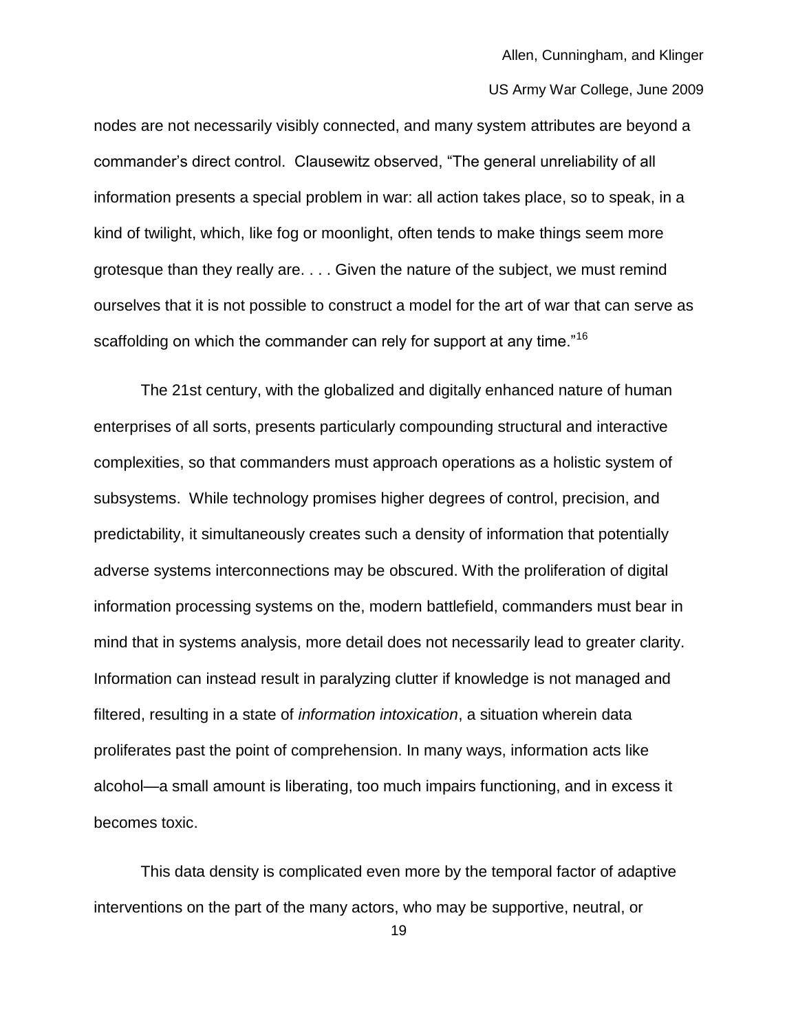nodes are not necessarily visibly connected, and many system attributes are beyond a commander's direct control. Clausewitz observed, "The general unreliability of all information presents a special problem in war: all action takes place, so to speak, in a kind of twilight, which, like fog or moonlight, often tends to make things seem more grotesque than they really are. . . . Given the nature of the subject, we must remind ourselves that it is not possible to construct a model for the art of war that can serve as scaffolding on which the commander can rely for support at any time."[16]

The 21st century, with the globalized and digitally enhanced nature of human enterprises of all sorts, presents particularly compounding structural and interactive complexities, so that commanders must approach operations as a holistic system of subsystems. While technology promises higher degrees of control, precision, and predictability, it simultaneously creates such a density of information that potentially adverse systems interconnections may be obscured. With the proliferation of digital information processing systems on the, modern battlefield, commanders must bear in mind that in systems analysis, more detail does not necessarily lead to greater clarity. Information can instead result in paralyzing clutter if knowledge is not managed and filtered, resulting in a state of *information intoxication*, a situation wherein data proliferates past the point of comprehension. In many ways, information acts like alcohol—a small amount is liberating, too much impairs functioning, and in excess it becomes toxic.

This data density is complicated even more by the temporal factor of adaptive interventions on the part of the many actors, who may be supportive, neutral, or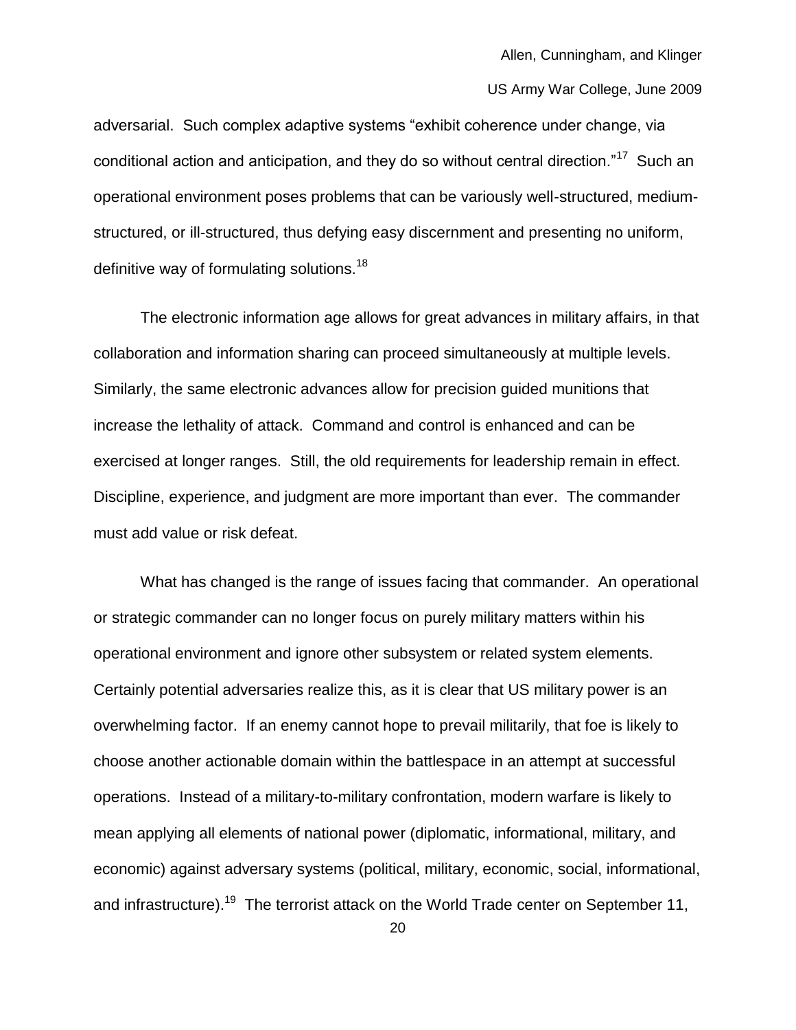adversarial. Such complex adaptive systems "exhibit coherence under change, via conditional action and anticipation, and they do so without central direction."[17] Such an operational environment poses problems that can be variously well-structured, medium-structured, or ill-structured, thus defying easy discernment and presenting no uniform, definitive way of formulating solutions.[18]

The electronic information age allows for great advances in military affairs, in that collaboration and information sharing can proceed simultaneously at multiple levels. Similarly, the same electronic advances allow for precision guided munitions that increase the lethality of attack. Command and control is enhanced and can be exercised at longer ranges. Still, the old requirements for leadership remain in effect. Discipline, experience, and judgment are more important than ever. The commander must add value or risk defeat.

What has changed is the range of issues facing that commander. An operational or strategic commander can no longer focus on purely military matters within his operational environment and ignore other subsystem or related system elements. Certainly potential adversaries realize this, as it is clear that US military power is an overwhelming factor. If an enemy cannot hope to prevail militarily, that foe is likely to choose another actionable domain within the battlespace in an attempt at successful operations. Instead of a military-to-military confrontation, modern warfare is likely to mean applying all elements of national power (diplomatic, informational, military, and economic) against adversary systems (political, military, economic, social, informational, and infrastructure).[19] The terrorist attack on the World Trade center on September 11,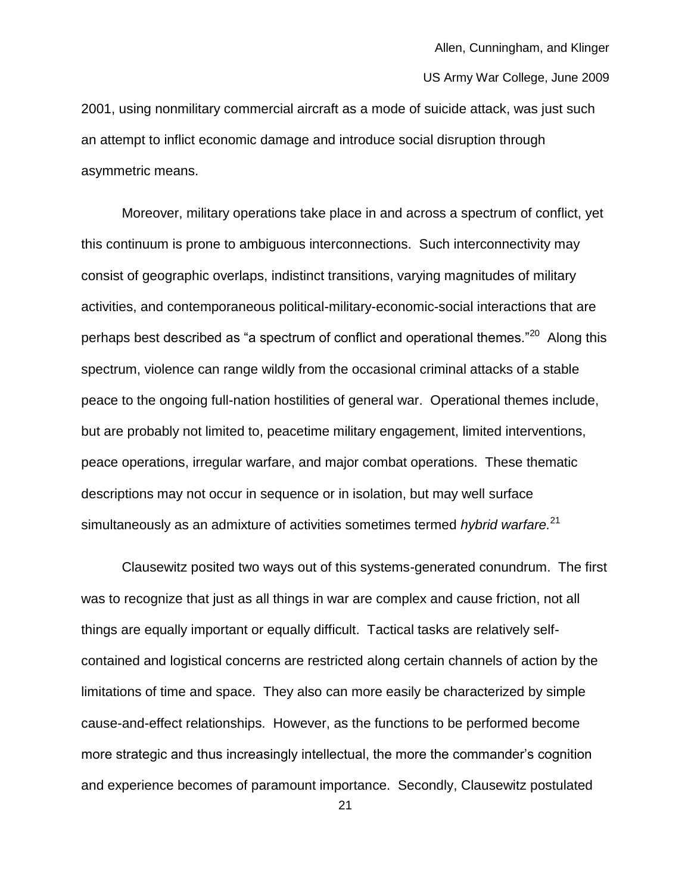2001, using nonmilitary commercial aircraft as a mode of suicide attack, was just such an attempt to inflict economic damage and introduce social disruption through asymmetric means.

Moreover, military operations take place in and across a spectrum of conflict, yet this continuum is prone to ambiguous interconnections. Such interconnectivity may consist of geographic overlaps, indistinct transitions, varying magnitudes of military activities, and contemporaneous political-military-economic-social interactions that are perhaps best described as "a spectrum of conflict and operational themes."[20] Along this spectrum, violence can range wildly from the occasional criminal attacks of a stable peace to the ongoing full-nation hostilities of general war. Operational themes include, but are probably not limited to, peacetime military engagement, limited interventions, peace operations, irregular warfare, and major combat operations. These thematic descriptions may not occur in sequence or in isolation, but may well surface simultaneously as an admixture of activities sometimes termed *hybrid warfare.*[21]

Clausewitz posited two ways out of this systems-generated conundrum. The first was to recognize that just as all things in war are complex and cause friction, not all things are equally important or equally difficult. Tactical tasks are relatively self-contained and logistical concerns are restricted along certain channels of action by the limitations of time and space. They also can more easily be characterized by simple cause-and-effect relationships. However, as the functions to be performed become more strategic and thus increasingly intellectual, the more the commander's cognition and experience becomes of paramount importance. Secondly, Clausewitz postulated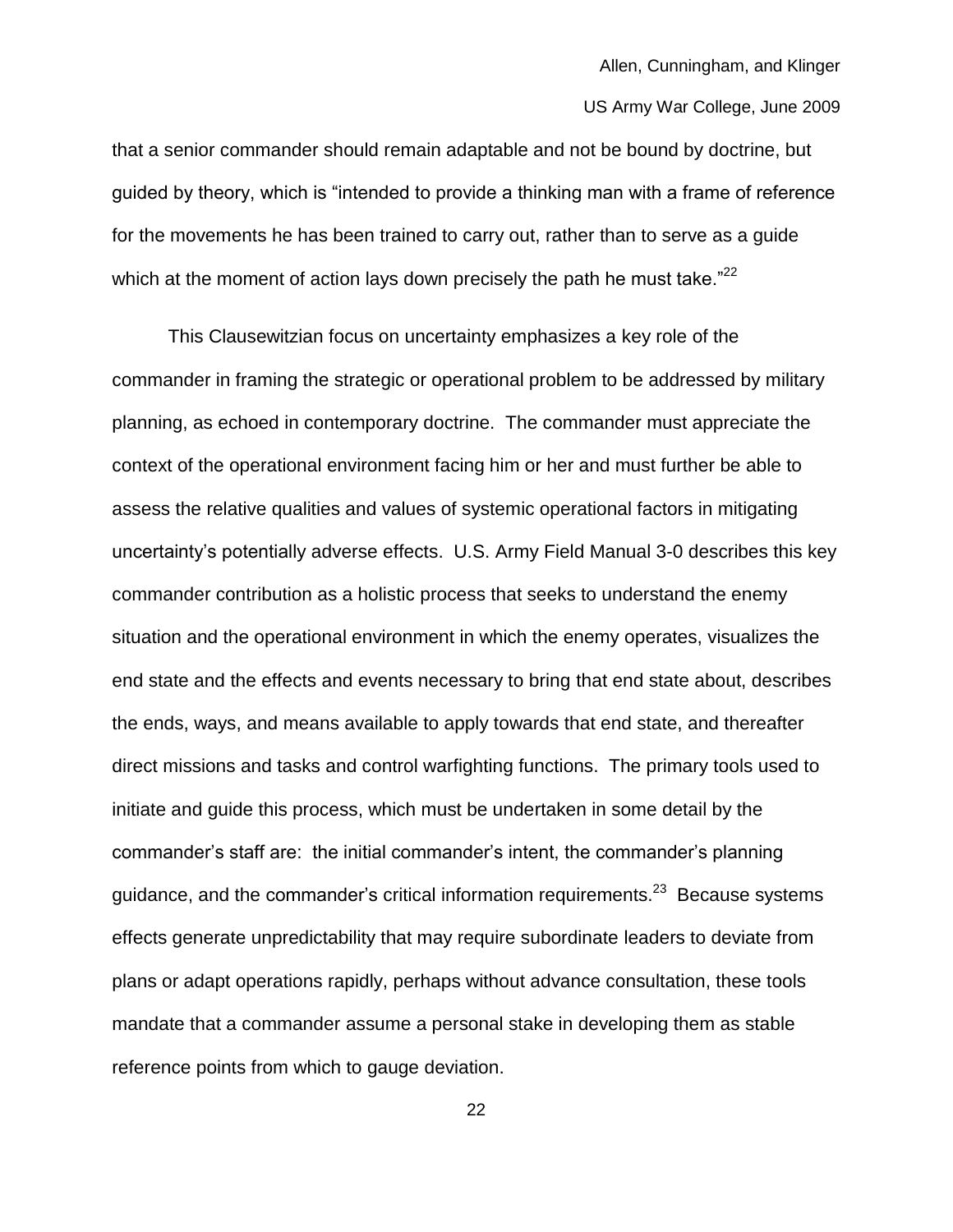that a senior commander should remain adaptable and not be bound by doctrine, but guided by theory, which is "intended to provide a thinking man with a frame of reference for the movements he has been trained to carry out, rather than to serve as a guide which at the moment of action lays down precisely the path he must take."[22]

This Clausewitzian focus on uncertainty emphasizes a key role of the commander in framing the strategic or operational problem to be addressed by military planning, as echoed in contemporary doctrine. The commander must appreciate the context of the operational environment facing him or her and must further be able to assess the relative qualities and values of systemic operational factors in mitigating uncertainty's potentially adverse effects. U.S. Army Field Manual 3-0 describes this key commander contribution as a holistic process that seeks to understand the enemy situation and the operational environment in which the enemy operates, visualizes the end state and the effects and events necessary to bring that end state about, describes the ends, ways, and means available to apply towards that end state, and thereafter direct missions and tasks and control warfighting functions. The primary tools used to initiate and guide this process, which must be undertaken in some detail by the commander's staff are: the initial commander's intent, the commander's planning guidance, and the commander's critical information requirements.[23] Because systems effects generate unpredictability that may require subordinate leaders to deviate from plans or adapt operations rapidly, perhaps without advance consultation, these tools mandate that a commander assume a personal stake in developing them as stable reference points from which to gauge deviation.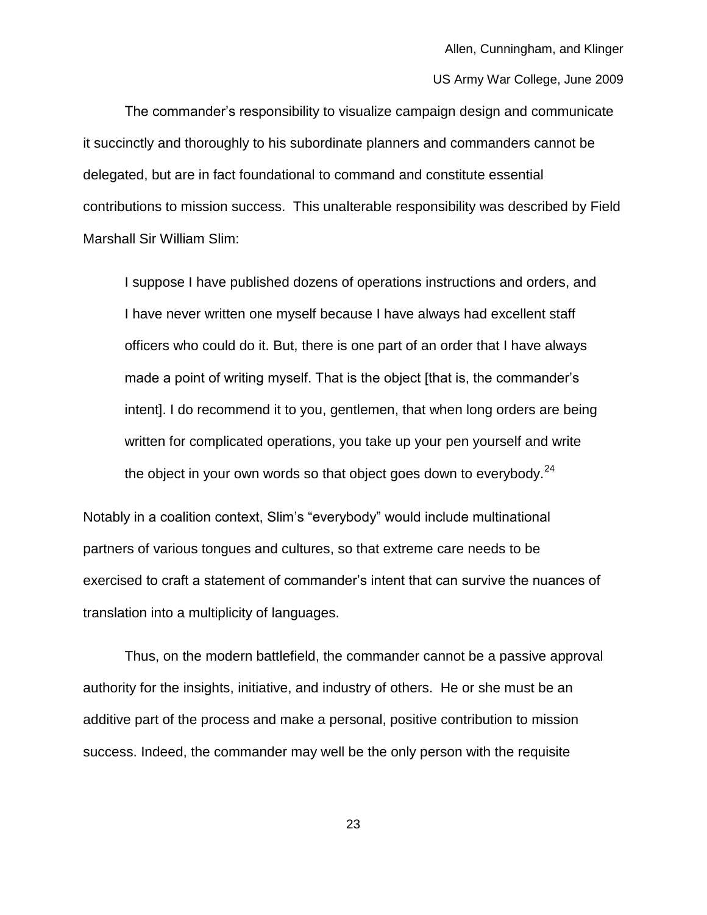The commander’s responsibility to visualize campaign design and communicate it succinctly and thoroughly to his subordinate planners and commanders cannot be delegated, but are in fact foundational to command and constitute essential contributions to mission success. This unalterable responsibility was described by Field Marshall Sir William Slim:

> I suppose I have published dozens of operations instructions and orders, and I have never written one myself because I have always had excellent staff officers who could do it. But, there is one part of an order that I have always made a point of writing myself. That is the object [that is, the commander’s intent]. I do recommend it to you, gentlemen, that when long orders are being written for complicated operations, you take up your pen yourself and write the object in your own words so that object goes down to everybody.[24]

Notably in a coalition context, Slim’s “everybody” would include multinational partners of various tongues and cultures, so that extreme care needs to be exercised to craft a statement of commander’s intent that can survive the nuances of translation into a multiplicity of languages.

Thus, on the modern battlefield, the commander cannot be a passive approval authority for the insights, initiative, and industry of others. He or she must be an additive part of the process and make a personal, positive contribution to mission success. Indeed, the commander may well be the only person with the requisite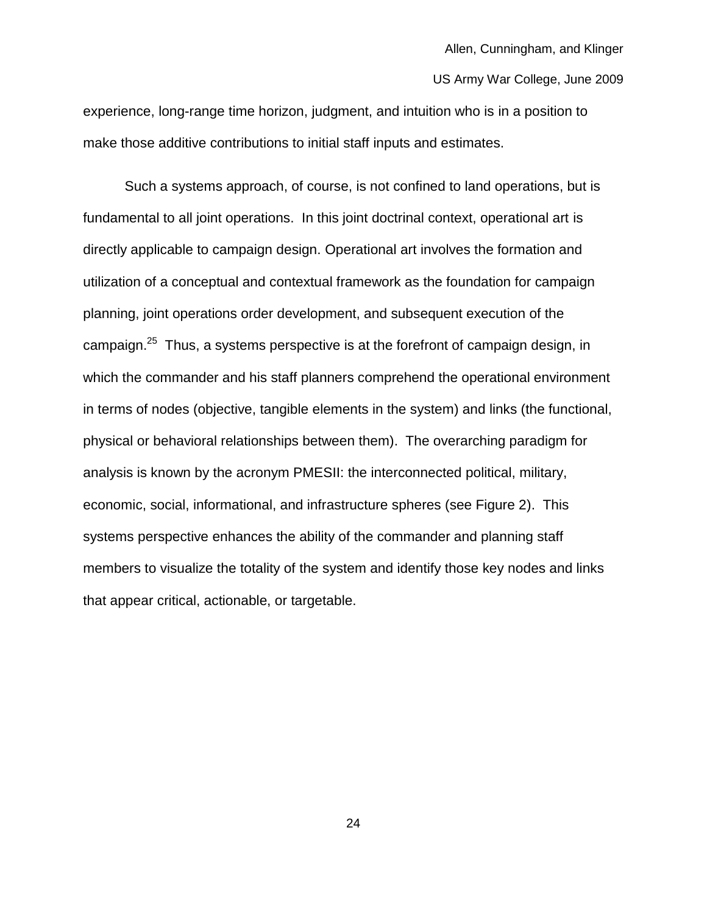experience, long-range time horizon, judgment, and intuition who is in a position to make those additive contributions to initial staff inputs and estimates.

Such a systems approach, of course, is not confined to land operations, but is fundamental to all joint operations. In this joint doctrinal context, operational art is directly applicable to campaign design. Operational art involves the formation and utilization of a conceptual and contextual framework as the foundation for campaign planning, joint operations order development, and subsequent execution of the campaign.[25] Thus, a systems perspective is at the forefront of campaign design, in which the commander and his staff planners comprehend the operational environment in terms of nodes (objective, tangible elements in the system) and links (the functional, physical or behavioral relationships between them). The overarching paradigm for analysis is known by the acronym PMESII: the interconnected political, military, economic, social, informational, and infrastructure spheres (see Figure 2). This systems perspective enhances the ability of the commander and planning staff members to visualize the totality of the system and identify those key nodes and links that appear critical, actionable, or targetable.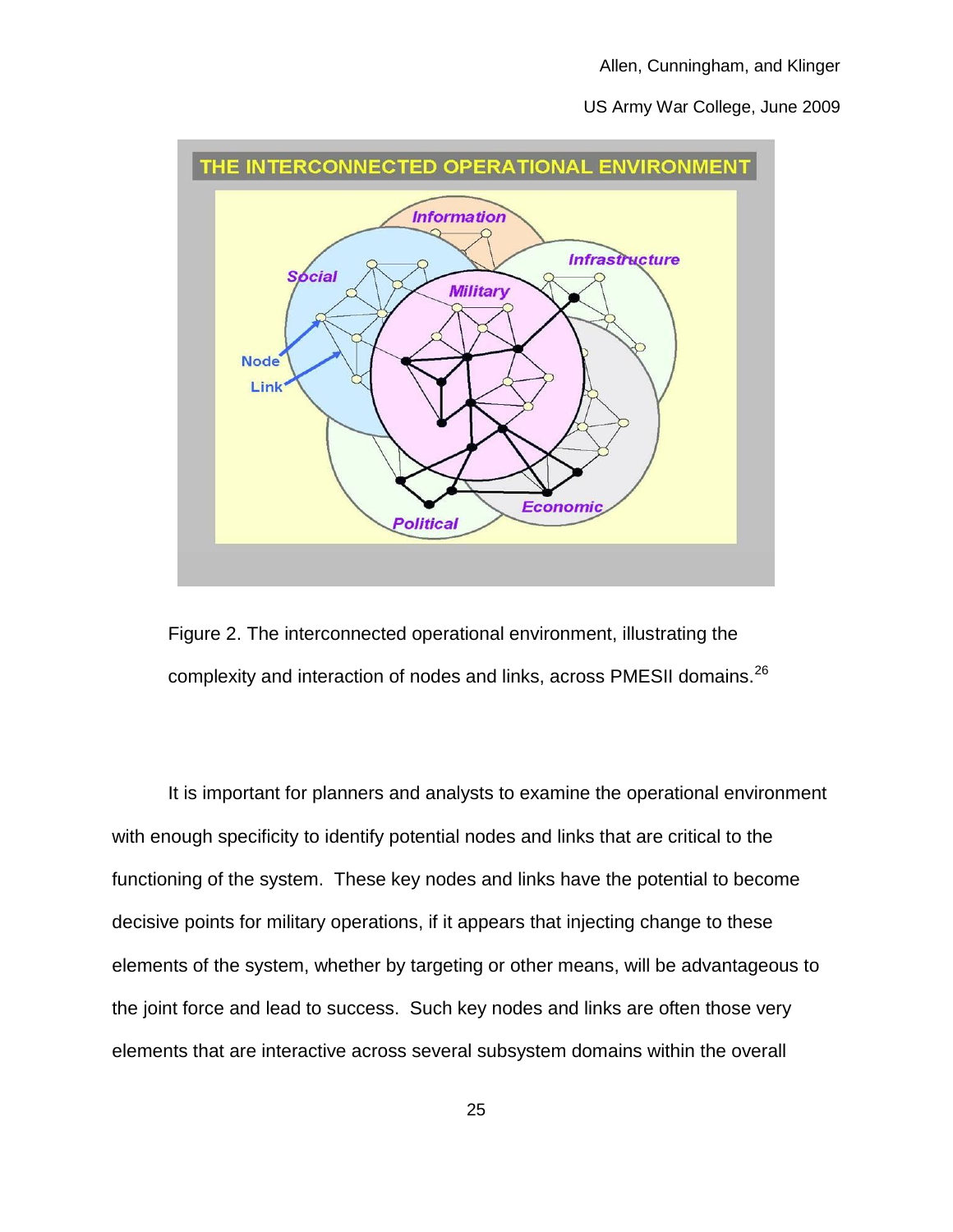THE INTERCONNECTED OPERATIONAL ENVIRONMENT

Information

Social

Infrastructure

Military

Node

Link

Economic

Political

Figure 2. The interconnected operational environment, illustrating the complexity and interaction of nodes and links, across PMESII domains.[26]

It is important for planners and analysts to examine the operational environment with enough specificity to identify potential nodes and links that are critical to the functioning of the system. These key nodes and links have the potential to become decisive points for military operations, if it appears that injecting change to these elements of the system, whether by targeting or other means, will be advantageous to the joint force and lead to success. Such key nodes and links are often those very elements that are interactive across several subsystem domains within the overall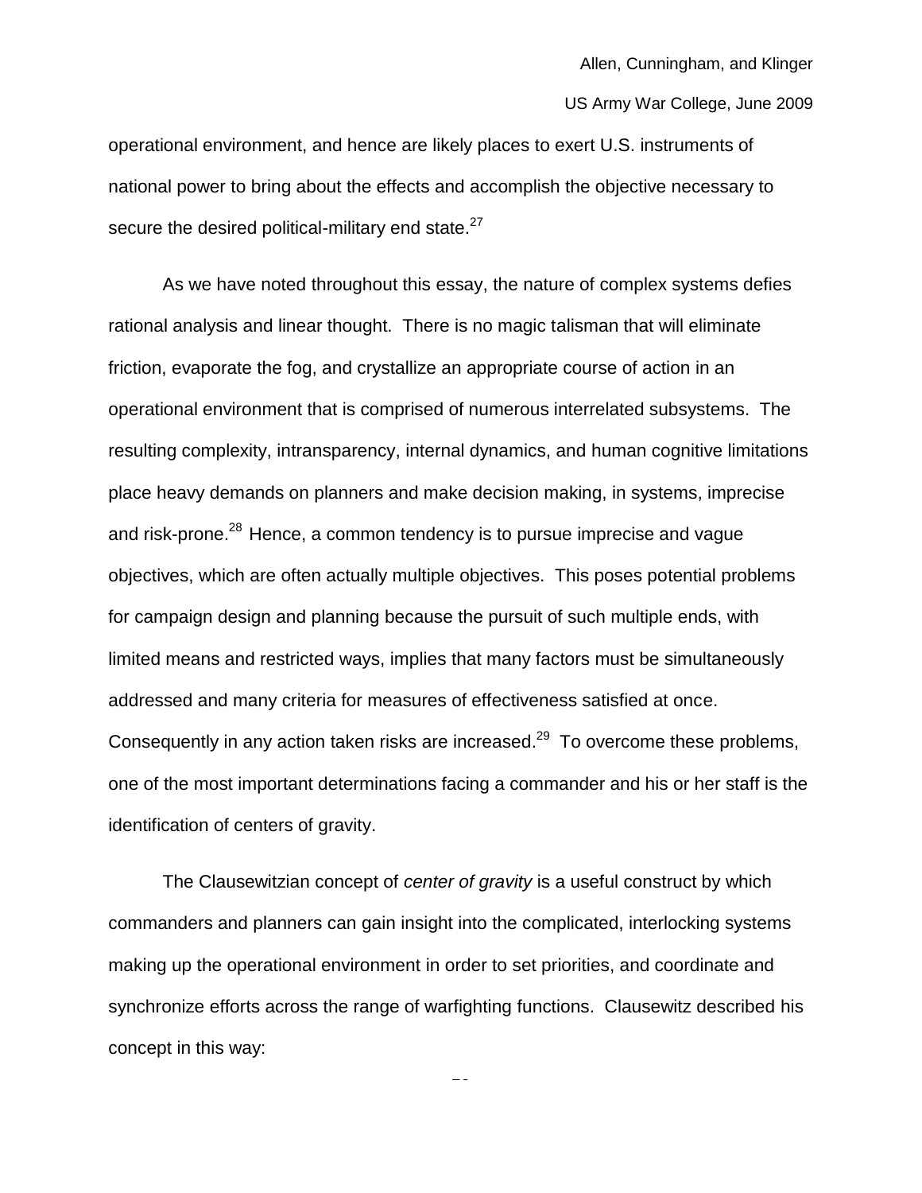operational environment, and hence are likely places to exert U.S. instruments of national power to bring about the effects and accomplish the objective necessary to secure the desired political-military end state.[27]

As we have noted throughout this essay, the nature of complex systems defies rational analysis and linear thought. There is no magic talisman that will eliminate friction, evaporate the fog, and crystallize an appropriate course of action in an operational environment that is comprised of numerous interrelated subsystems. The resulting complexity, intransparency, internal dynamics, and human cognitive limitations place heavy demands on planners and make decision making, in systems, imprecise and risk-prone.[28] Hence, a common tendency is to pursue imprecise and vague objectives, which are often actually multiple objectives. This poses potential problems for campaign design and planning because the pursuit of such multiple ends, with limited means and restricted ways, implies that many factors must be simultaneously addressed and many criteria for measures of effectiveness satisfied at once. Consequently in any action taken risks are increased.[29] To overcome these problems, one of the most important determinations facing a commander and his or her staff is the identification of centers of gravity.

The Clausewitzian concept of *center of gravity* is a useful construct by which commanders and planners can gain insight into the complicated, interlocking systems making up the operational environment in order to set priorities, and coordinate and synchronize efforts across the range of warfighting functions. Clausewitz described his concept in this way: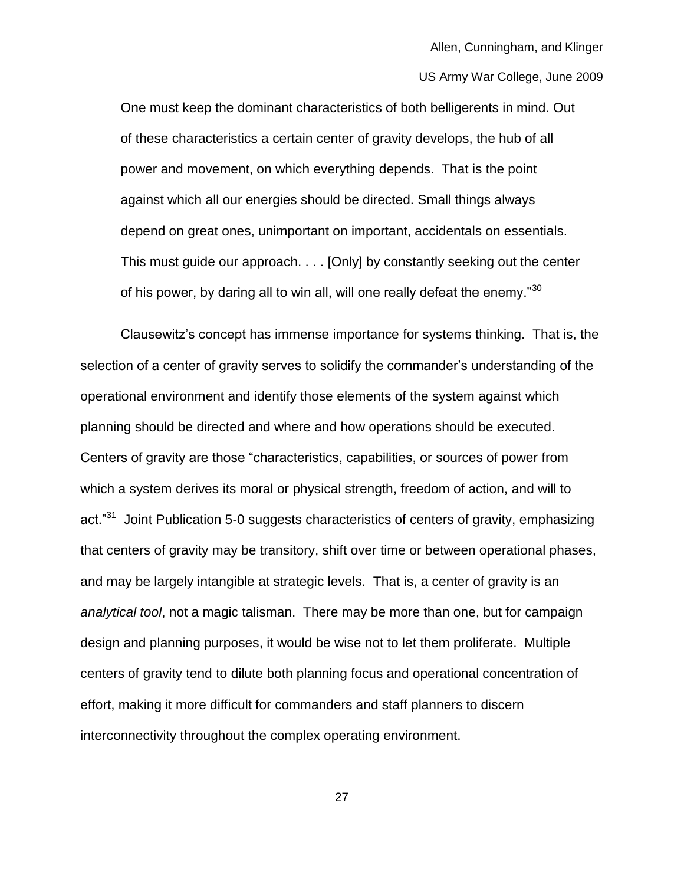> One must keep the dominant characteristics of both belligerents in mind. Out of these characteristics a certain center of gravity develops, the hub of all power and movement, on which everything depends. That is the point against which all our energies should be directed. Small things always depend on great ones, unimportant on important, accidentals on essentials. This must guide our approach. . . . [Only] by constantly seeking out the center of his power, by daring all to win all, will one really defeat the enemy."[30]

Clausewitz's concept has immense importance for systems thinking. That is, the selection of a center of gravity serves to solidify the commander's understanding of the operational environment and identify those elements of the system against which planning should be directed and where and how operations should be executed. Centers of gravity are those "characteristics, capabilities, or sources of power from which a system derives its moral or physical strength, freedom of action, and will to act."[31] Joint Publication 5-0 suggests characteristics of centers of gravity, emphasizing that centers of gravity may be transitory, shift over time or between operational phases, and may be largely intangible at strategic levels. That is, a center of gravity is an *analytical tool*, not a magic talisman. There may be more than one, but for campaign design and planning purposes, it would be wise not to let them proliferate. Multiple centers of gravity tend to dilute both planning focus and operational concentration of effort, making it more difficult for commanders and staff planners to discern interconnectivity throughout the complex operating environment.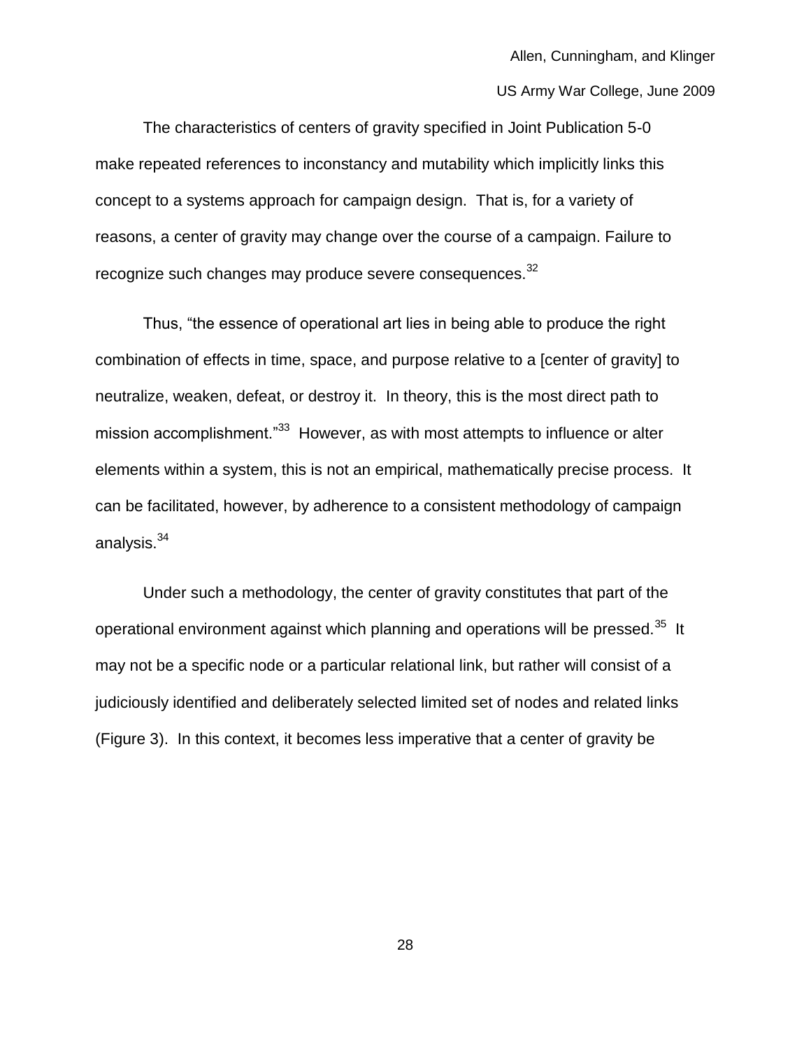The characteristics of centers of gravity specified in Joint Publication 5-0 make repeated references to inconstancy and mutability which implicitly links this concept to a systems approach for campaign design. That is, for a variety of reasons, a center of gravity may change over the course of a campaign. Failure to recognize such changes may produce severe consequences.[32]

Thus, "the essence of operational art lies in being able to produce the right combination of effects in time, space, and purpose relative to a [center of gravity] to neutralize, weaken, defeat, or destroy it. In theory, this is the most direct path to mission accomplishment."[33] However, as with most attempts to influence or alter elements within a system, this is not an empirical, mathematically precise process. It can be facilitated, however, by adherence to a consistent methodology of campaign analysis.[34]

Under such a methodology, the center of gravity constitutes that part of the operational environment against which planning and operations will be pressed.[35] It may not be a specific node or a particular relational link, but rather will consist of a judiciously identified and deliberately selected limited set of nodes and related links (Figure 3). In this context, it becomes less imperative that a center of gravity be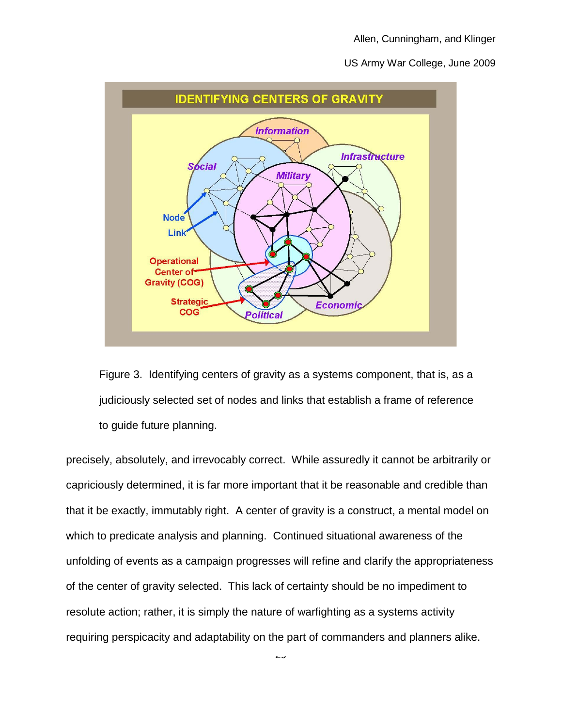IDENTIFYING CENTERS OF GRAVITY

Information

Infrastructure

Social

Military

Node

Link

Operational Center of Gravity (COG)

Strategic COG

Economic

Political

Figure 3. Identifying centers of gravity as a systems component, that is, as a judiciously selected set of nodes and links that establish a frame of reference to guide future planning.

precisely, absolutely, and irrevocably correct. While assuredly it cannot be arbitrarily or capriciously determined, it is far more important that it be reasonable and credible than that it be exactly, immutably right. A center of gravity is a construct, a mental model on which to predicate analysis and planning. Continued situational awareness of the unfolding of events as a campaign progresses will refine and clarify the appropriateness of the center of gravity selected. This lack of certainty should be no impediment to resolute action; rather, it is simply the nature of warfighting as a systems activity requiring perspicacity and adaptability on the part of commanders and planners alike.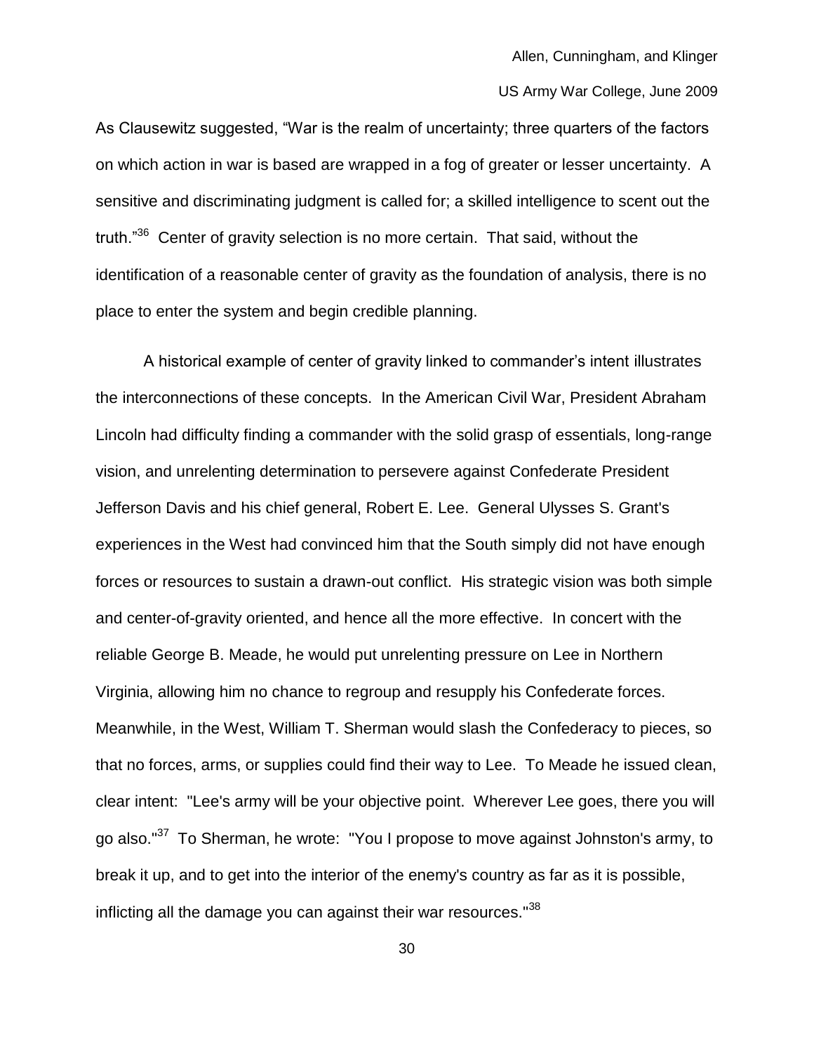As Clausewitz suggested, "War is the realm of uncertainty; three quarters of the factors on which action in war is based are wrapped in a fog of greater or lesser uncertainty. A sensitive and discriminating judgment is called for; a skilled intelligence to scent out the truth."[36] Center of gravity selection is no more certain. That said, without the identification of a reasonable center of gravity as the foundation of analysis, there is no place to enter the system and begin credible planning.

A historical example of center of gravity linked to commander's intent illustrates the interconnections of these concepts. In the American Civil War, President Abraham Lincoln had difficulty finding a commander with the solid grasp of essentials, long-range vision, and unrelenting determination to persevere against Confederate President Jefferson Davis and his chief general, Robert E. Lee. General Ulysses S. Grant's experiences in the West had convinced him that the South simply did not have enough forces or resources to sustain a drawn-out conflict. His strategic vision was both simple and center-of-gravity oriented, and hence all the more effective. In concert with the reliable George B. Meade, he would put unrelenting pressure on Lee in Northern Virginia, allowing him no chance to regroup and resupply his Confederate forces. Meanwhile, in the West, William T. Sherman would slash the Confederacy to pieces, so that no forces, arms, or supplies could find their way to Lee. To Meade he issued clean, clear intent: "Lee's army will be your objective point. Wherever Lee goes, there you will go also."[37] To Sherman, he wrote: "You I propose to move against Johnston's army, to break it up, and to get into the interior of the enemy's country as far as it is possible, inflicting all the damage you can against their war resources."[38]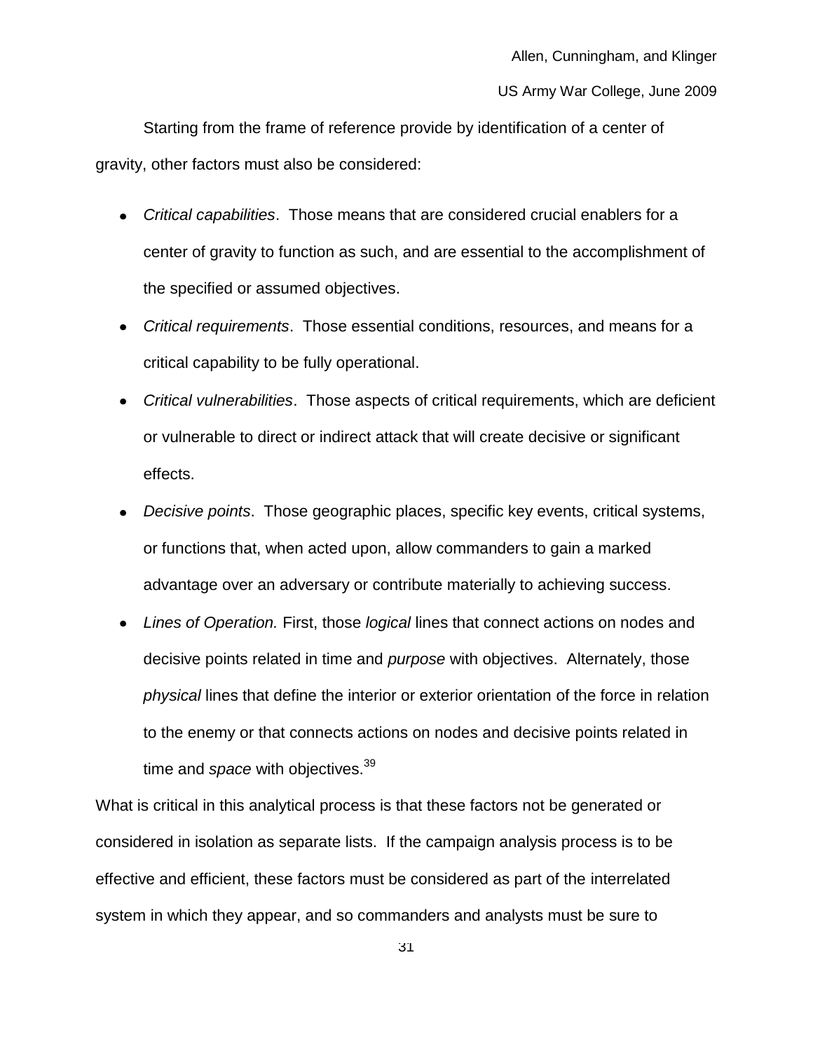Starting from the frame of reference provide by identification of a center of gravity, other factors must also be considered:

- *Critical capabilities*. Those means that are considered crucial enablers for a center of gravity to function as such, and are essential to the accomplishment of the specified or assumed objectives.
- *Critical requirements*. Those essential conditions, resources, and means for a critical capability to be fully operational.
- *Critical vulnerabilities*. Those aspects of critical requirements, which are deficient or vulnerable to direct or indirect attack that will create decisive or significant effects.
- *Decisive points*. Those geographic places, specific key events, critical systems, or functions that, when acted upon, allow commanders to gain a marked advantage over an adversary or contribute materially to achieving success.
- *Lines of Operation.* First, those *logical* lines that connect actions on nodes and decisive points related in time and *purpose* with objectives. Alternately, those *physical* lines that define the interior or exterior orientation of the force in relation to the enemy or that connects actions on nodes and decisive points related in time and *space* with objectives.[39]

What is critical in this analytical process is that these factors not be generated or considered in isolation as separate lists. If the campaign analysis process is to be effective and efficient, these factors must be considered as part of the interrelated system in which they appear, and so commanders and analysts must be sure to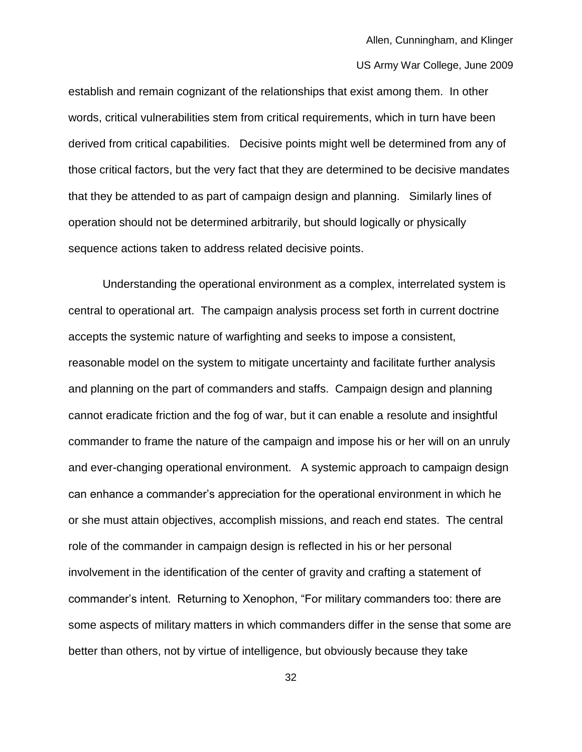establish and remain cognizant of the relationships that exist among them. In other words, critical vulnerabilities stem from critical requirements, which in turn have been derived from critical capabilities. Decisive points might well be determined from any of those critical factors, but the very fact that they are determined to be decisive mandates that they be attended to as part of campaign design and planning. Similarly lines of operation should not be determined arbitrarily, but should logically or physically sequence actions taken to address related decisive points.

Understanding the operational environment as a complex, interrelated system is central to operational art. The campaign analysis process set forth in current doctrine accepts the systemic nature of warfighting and seeks to impose a consistent, reasonable model on the system to mitigate uncertainty and facilitate further analysis and planning on the part of commanders and staffs. Campaign design and planning cannot eradicate friction and the fog of war, but it can enable a resolute and insightful commander to frame the nature of the campaign and impose his or her will on an unruly and ever-changing operational environment. A systemic approach to campaign design can enhance a commander's appreciation for the operational environment in which he or she must attain objectives, accomplish missions, and reach end states. The central role of the commander in campaign design is reflected in his or her personal involvement in the identification of the center of gravity and crafting a statement of commander's intent. Returning to Xenophon, "For military commanders too: there are some aspects of military matters in which commanders differ in the sense that some are better than others, not by virtue of intelligence, but obviously because they take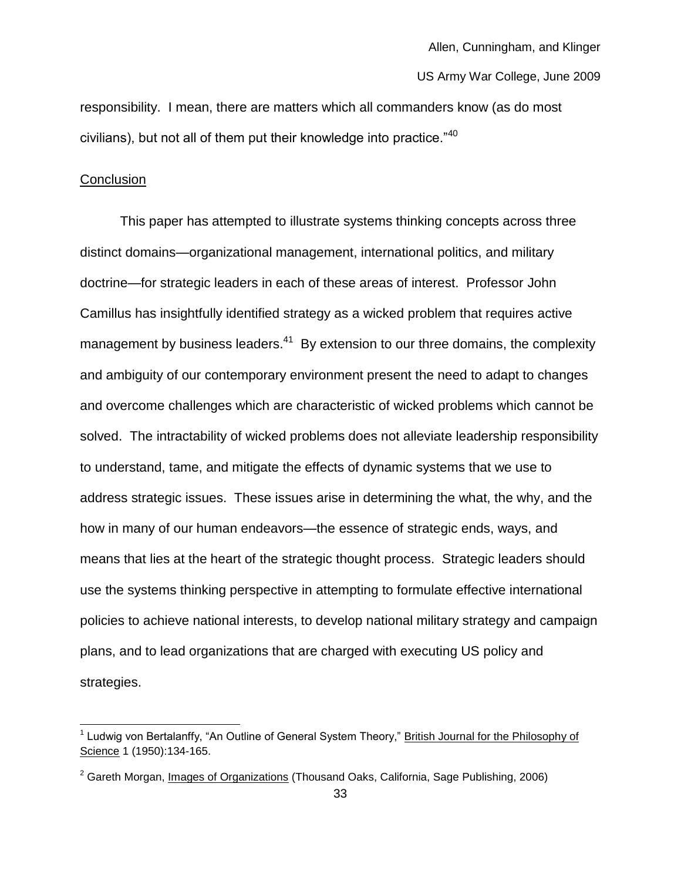responsibility. I mean, there are matters which all commanders know (as do most civilians), but not all of them put their knowledge into practice."[40]

## Conclusion

This paper has attempted to illustrate systems thinking concepts across three distinct domains—organizational management, international politics, and military doctrine—for strategic leaders in each of these areas of interest. Professor John Camillus has insightfully identified strategy as a wicked problem that requires active management by business leaders.[41] By extension to our three domains, the complexity and ambiguity of our contemporary environment present the need to adapt to changes and overcome challenges which are characteristic of wicked problems which cannot be solved. The intractability of wicked problems does not alleviate leadership responsibility to understand, tame, and mitigate the effects of dynamic systems that we use to address strategic issues. These issues arise in determining the what, the why, and the how in many of our human endeavors—the essence of strategic ends, ways, and means that lies at the heart of the strategic thought process. Strategic leaders should use the systems thinking perspective in attempting to formulate effective international policies to achieve national interests, to develop national military strategy and campaign plans, and to lead organizations that are charged with executing US policy and strategies.

---

[1] Ludwig von Bertalanffy, "An Outline of General System Theory," British Journal for the Philosophy of Science 1 (1950):134-165.

[2] Gareth Morgan, Images of Organizations (Thousand Oaks, California, Sage Publishing, 2006)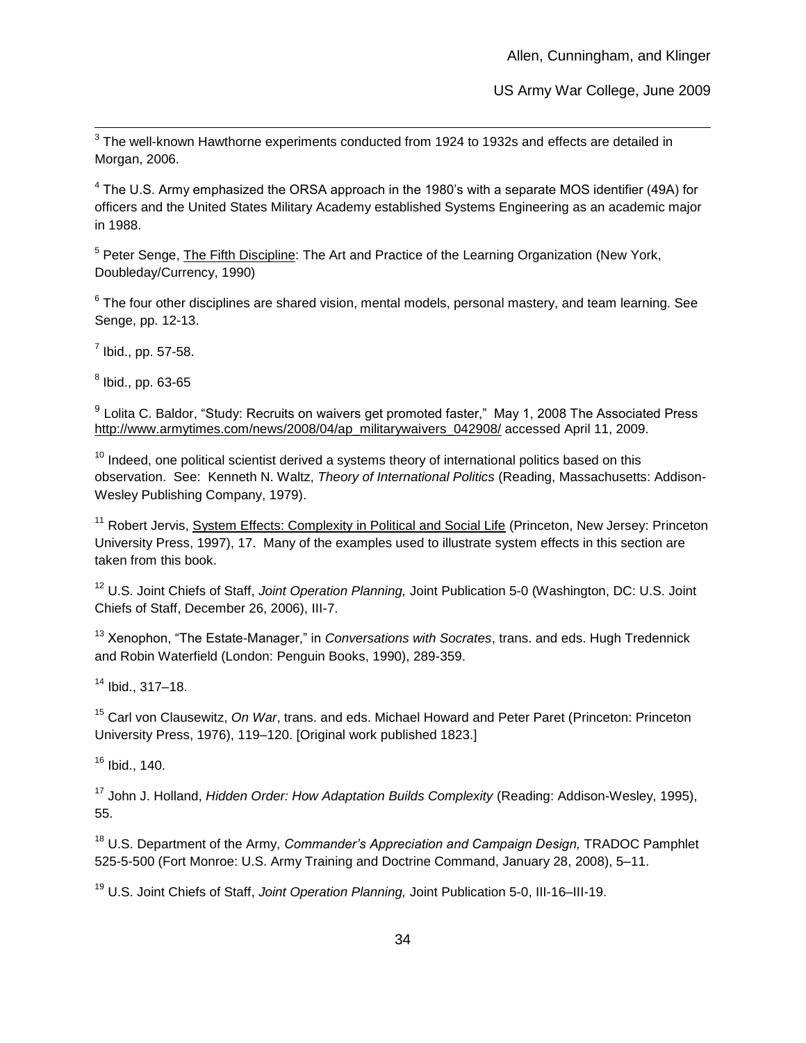[3] The well-known Hawthorne experiments conducted from 1924 to 1932s and effects are detailed in Morgan, 2006.

[4] The U.S. Army emphasized the ORSA approach in the 1980's with a separate MOS identifier (49A) for officers and the United States Military Academy established Systems Engineering as an academic major in 1988.

[5] Peter Senge, The Fifth Discipline: The Art and Practice of the Learning Organization (New York, Doubleday/Currency, 1990)

[6] The four other disciplines are shared vision, mental models, personal mastery, and team learning. See Senge, pp. 12-13.

[7] Ibid., pp. 57-58.

[8] Ibid., pp. 63-65

[9] Lolita C. Baldor, "Study: Recruits on waivers get promoted faster," May 1, 2008 The Associated Press http://www.armytimes.com/news/2008/04/ap_militarywaivers_042908/ accessed April 11, 2009.

[10] Indeed, one political scientist derived a systems theory of international politics based on this observation. See: Kenneth N. Waltz, *Theory of International Politics* (Reading, Massachusetts: Addison-Wesley Publishing Company, 1979).

[11] Robert Jervis, System Effects: Complexity in Political and Social Life (Princeton, New Jersey: Princeton University Press, 1997), 17. Many of the examples used to illustrate system effects in this section are taken from this book.

[12] U.S. Joint Chiefs of Staff, *Joint Operation Planning,* Joint Publication 5-0 (Washington, DC: U.S. Joint Chiefs of Staff, December 26, 2006), III-7.

[13] Xenophon, "The Estate-Manager," in *Conversations with Socrates*, trans. and eds. Hugh Tredennick and Robin Waterfield (London: Penguin Books, 1990), 289-359.

[14] Ibid., 317–18.

[15] Carl von Clausewitz, *On War*, trans. and eds. Michael Howard and Peter Paret (Princeton: Princeton University Press, 1976), 119–120. [Original work published 1823.]

[16] Ibid., 140.

[17] John J. Holland, *Hidden Order: How Adaptation Builds Complexity* (Reading: Addison-Wesley, 1995), 55.

[18] U.S. Department of the Army, *Commander's Appreciation and Campaign Design,* TRADOC Pamphlet 525-5-500 (Fort Monroe: U.S. Army Training and Doctrine Command, January 28, 2008), 5–11.

[19] U.S. Joint Chiefs of Staff, *Joint Operation Planning,* Joint Publication 5-0, III-16–III-19.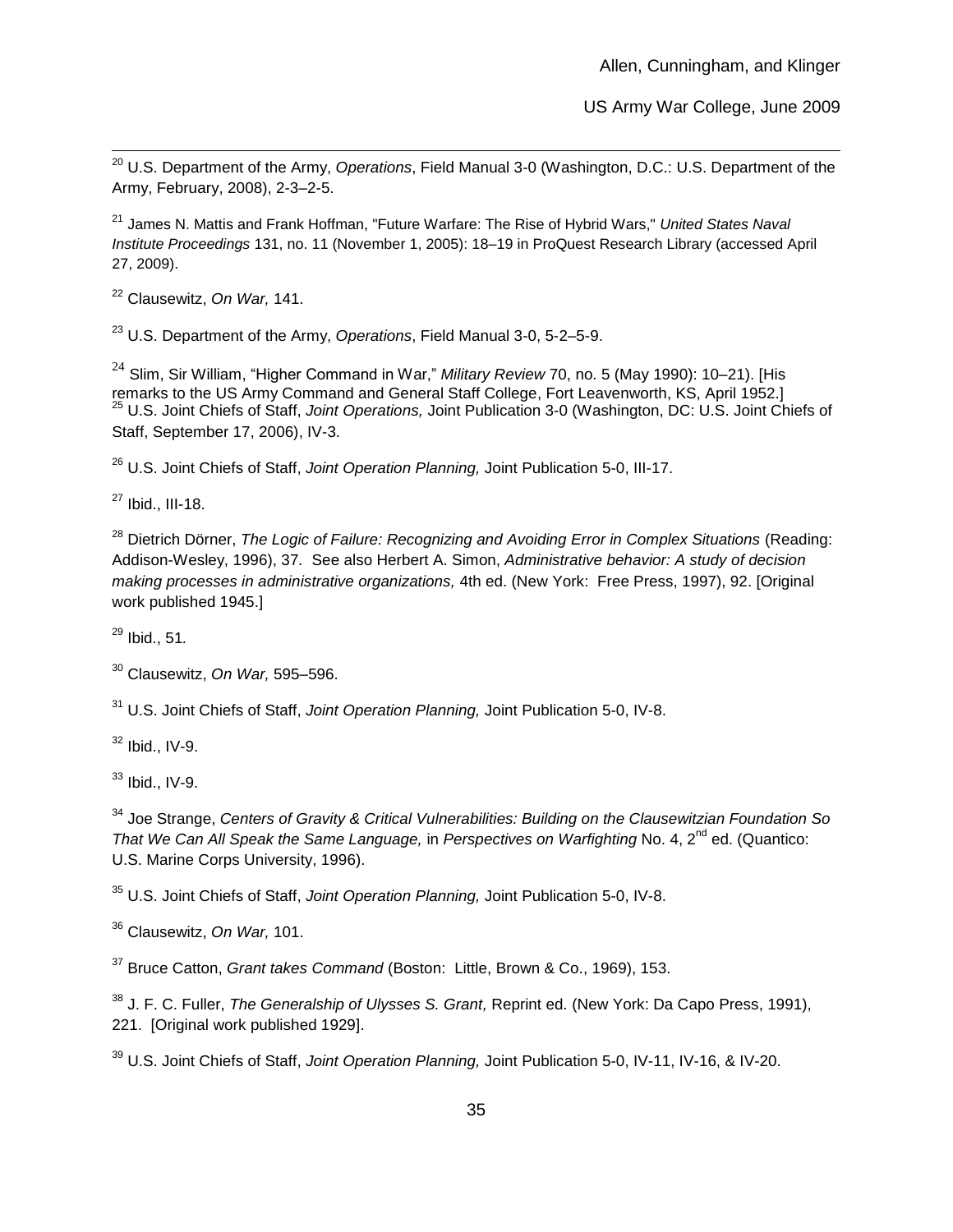[20] U.S. Department of the Army, *Operations*, Field Manual 3-0 (Washington, D.C.: U.S. Department of the Army, February, 2008), 2-3–2-5.

[21] James N. Mattis and Frank Hoffman, "Future Warfare: The Rise of Hybrid Wars," *United States Naval Institute Proceedings* 131, no. 11 (November 1, 2005): 18–19 in ProQuest Research Library (accessed April 27, 2009).

[22] Clausewitz, *On War,* 141.

[23] U.S. Department of the Army, *Operations*, Field Manual 3-0, 5-2–5-9.

[24] Slim, Sir William, "Higher Command in War," *Military Review* 70, no. 5 (May 1990): 10–21). [His remarks to the US Army Command and General Staff College, Fort Leavenworth, KS, April 1952.]

[25] U.S. Joint Chiefs of Staff, *Joint Operations,* Joint Publication 3-0 (Washington, DC: U.S. Joint Chiefs of Staff, September 17, 2006), IV-3.

[26] U.S. Joint Chiefs of Staff, *Joint Operation Planning,* Joint Publication 5-0, III-17.

[27] Ibid., III-18.

[28] Dietrich Dörner, *The Logic of Failure: Recognizing and Avoiding Error in Complex Situations* (Reading: Addison-Wesley, 1996), 37. See also Herbert A. Simon, *Administrative behavior: A study of decision making processes in administrative organizations,* 4th ed. (New York: Free Press, 1997), 92. [Original work published 1945.]

[29] Ibid., 51.

[30] Clausewitz, *On War,* 595–596.

[31] U.S. Joint Chiefs of Staff, *Joint Operation Planning,* Joint Publication 5-0, IV-8.

[32] Ibid., IV-9.

[33] Ibid., IV-9.

[34] Joe Strange, *Centers of Gravity & Critical Vulnerabilities: Building on the Clausewitzian Foundation So That We Can All Speak the Same Language,* in *Perspectives on Warfighting* No. 4, 2nd ed. (Quantico: U.S. Marine Corps University, 1996).

[35] U.S. Joint Chiefs of Staff, *Joint Operation Planning,* Joint Publication 5-0, IV-8.

[36] Clausewitz, *On War,* 101.

[37] Bruce Catton, *Grant takes Command* (Boston: Little, Brown & Co., 1969), 153.

[38] J. F. C. Fuller, *The Generalship of Ulysses S. Grant,* Reprint ed. (New York: Da Capo Press, 1991), 221. [Original work published 1929].

[39] U.S. Joint Chiefs of Staff, *Joint Operation Planning,* Joint Publication 5-0, IV-11, IV-16, & IV-20.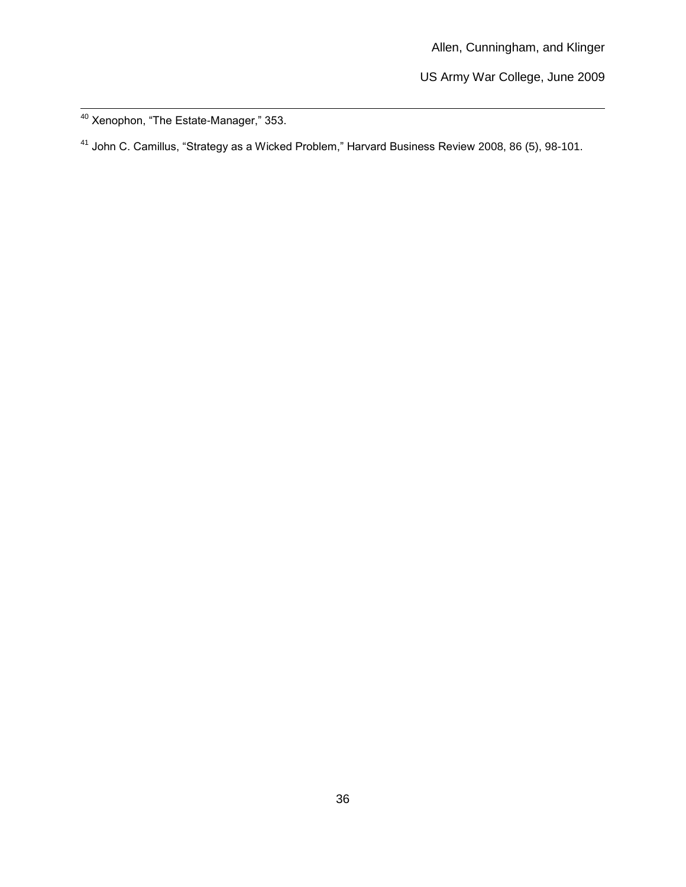[40] Xenophon, “The Estate-Manager,” 353.

[41] John C. Camillus, “Strategy as a Wicked Problem,” Harvard Business Review 2008, 86 (5), 98-101.